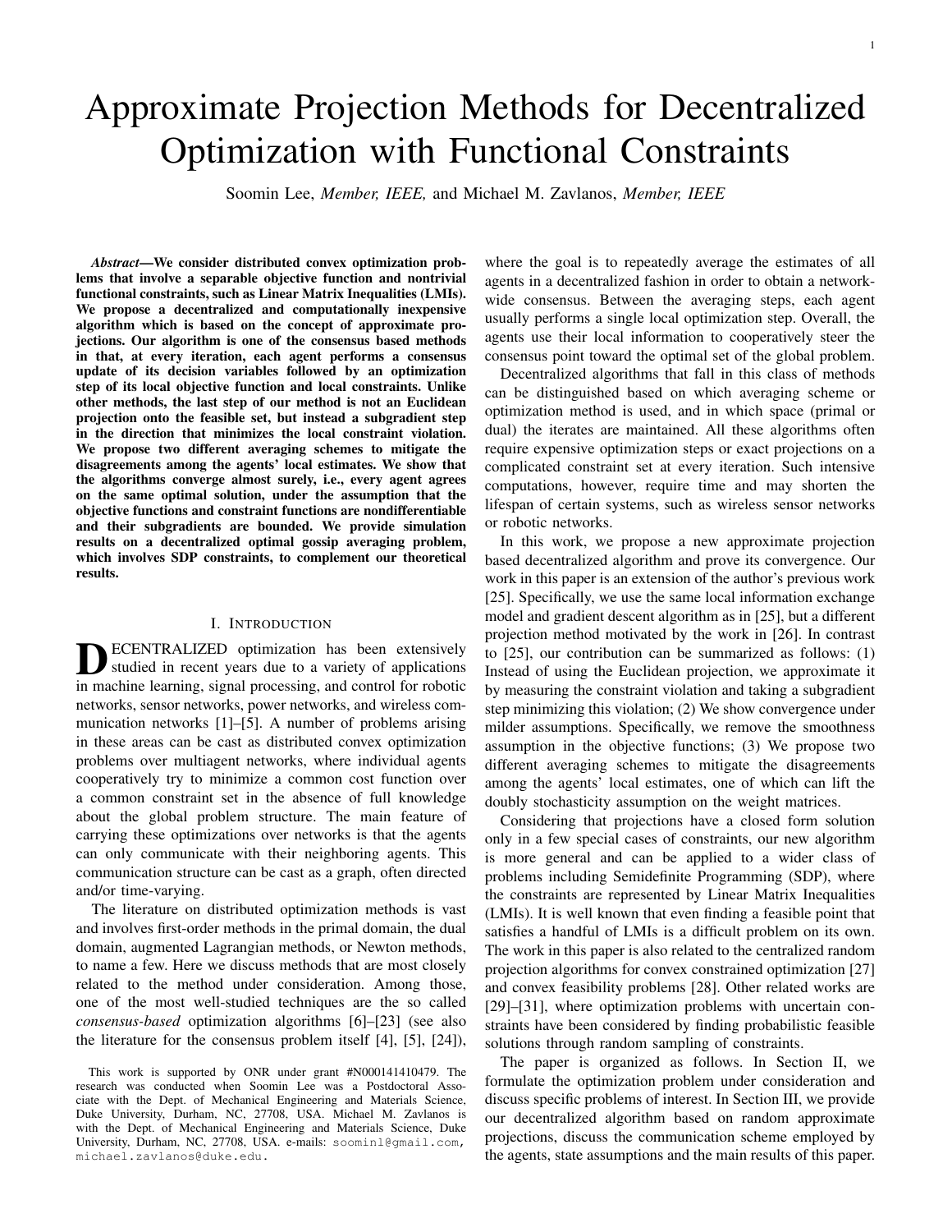# Approximate Projection Methods for Decentralized Optimization with Functional Constraints

Soomin Lee, *Member, IEEE,* and Michael M. Zavlanos, *Member, IEEE*

***Abstract*—We consider distributed convex optimization problems that involve a separable objective function and nontrivial functional constraints, such as Linear Matrix Inequalities (LMIs). We propose a decentralized and computationally inexpensive algorithm which is based on the concept of approximate projections. Our algorithm is one of the consensus based methods in that, at every iteration, each agent performs a consensus update of its decision variables followed by an optimization step of its local objective function and local constraints. Unlike other methods, the last step of our method is not an Euclidean projection onto the feasible set, but instead a subgradient step in the direction that minimizes the local constraint violation. We propose two different averaging schemes to mitigate the disagreements among the agents' local estimates. We show that the algorithms converge almost surely, i.e., every agent agrees on the same optimal solution, under the assumption that the objective functions and constraint functions are nondifferentiable and their subgradients are bounded. We provide simulation results on a decentralized optimal gossip averaging problem, which involves SDP constraints, to complement our theoretical results.**

## I. Introduction

DECENTRALIZED optimization has been extensively studied in recent years due to a variety of applications in machine learning, signal processing, and control for robotic networks, sensor networks, power networks, and wireless communication networks [1]–[5]. A number of problems arising in these areas can be cast as distributed convex optimization problems over multiagent networks, where individual agents cooperatively try to minimize a common cost function over a common constraint set in the absence of full knowledge about the global problem structure. The main feature of carrying these optimizations over networks is that the agents can only communicate with their neighboring agents. This communication structure can be cast as a graph, often directed and/or time-varying.

The literature on distributed optimization methods is vast and involves first-order methods in the primal domain, the dual domain, augmented Lagrangian methods, or Newton methods, to name a few. Here we discuss methods that are most closely related to the method under consideration. Among those, one of the most well-studied techniques are the so called *consensus-based* optimization algorithms [6]–[23] (see also the literature for the consensus problem itself [4], [5], [24]), where the goal is to repeatedly average the estimates of all agents in a decentralized fashion in order to obtain a network-wide consensus. Between the averaging steps, each agent usually performs a single local optimization step. Overall, the agents use their local information to cooperatively steer the consensus point toward the optimal set of the global problem.

Decentralized algorithms that fall in this class of methods can be distinguished based on which averaging scheme or optimization method is used, and in which space (primal or dual) the iterates are maintained. All these algorithms often require expensive optimization steps or exact projections on a complicated constraint set at every iteration. Such intensive computations, however, require time and may shorten the lifespan of certain systems, such as wireless sensor networks or robotic networks.

In this work, we propose a new approximate projection based decentralized algorithm and prove its convergence. Our work in this paper is an extension of the author's previous work [25]. Specifically, we use the same local information exchange model and gradient descent algorithm as in [25], but a different projection method motivated by the work in [26]. In contrast to [25], our contribution can be summarized as follows: (1) Instead of using the Euclidean projection, we approximate it by measuring the constraint violation and taking a subgradient step minimizing this violation; (2) We show convergence under milder assumptions. Specifically, we remove the smoothness assumption in the objective functions; (3) We propose two different averaging schemes to mitigate the disagreements among the agents' local estimates, one of which can lift the doubly stochasticity assumption on the weight matrices.

Considering that projections have a closed form solution only in a few special cases of constraints, our new algorithm is more general and can be applied to a wider class of problems including Semidefinite Programming (SDP), where the constraints are represented by Linear Matrix Inequalities (LMIs). It is well known that even finding a feasible point that satisfies a handful of LMIs is a difficult problem on its own. The work in this paper is also related to the centralized random projection algorithms for convex constrained optimization [27] and convex feasibility problems [28]. Other related works are [29]–[31], where optimization problems with uncertain constraints have been considered by finding probabilistic feasible solutions through random sampling of constraints.

The paper is organized as follows. In Section II, we formulate the optimization problem under consideration and discuss specific problems of interest. In Section III, we provide our decentralized algorithm based on random approximate projections, discuss the communication scheme employed by the agents, state assumptions and the main results of this paper.

This work is supported by ONR under grant #N000141410479. The research was conducted when Soomin Lee was a Postdoctoral Associate with the Dept. of Mechanical Engineering and Materials Science, Duke University, Durham, NC, 27708, USA. Michael M. Zavlanos is with the Dept. of Mechanical Engineering and Materials Science, Duke University, Durham, NC, 27708, USA. e-mails: soominl@gmail.com, michael.zavlanos@duke.edu.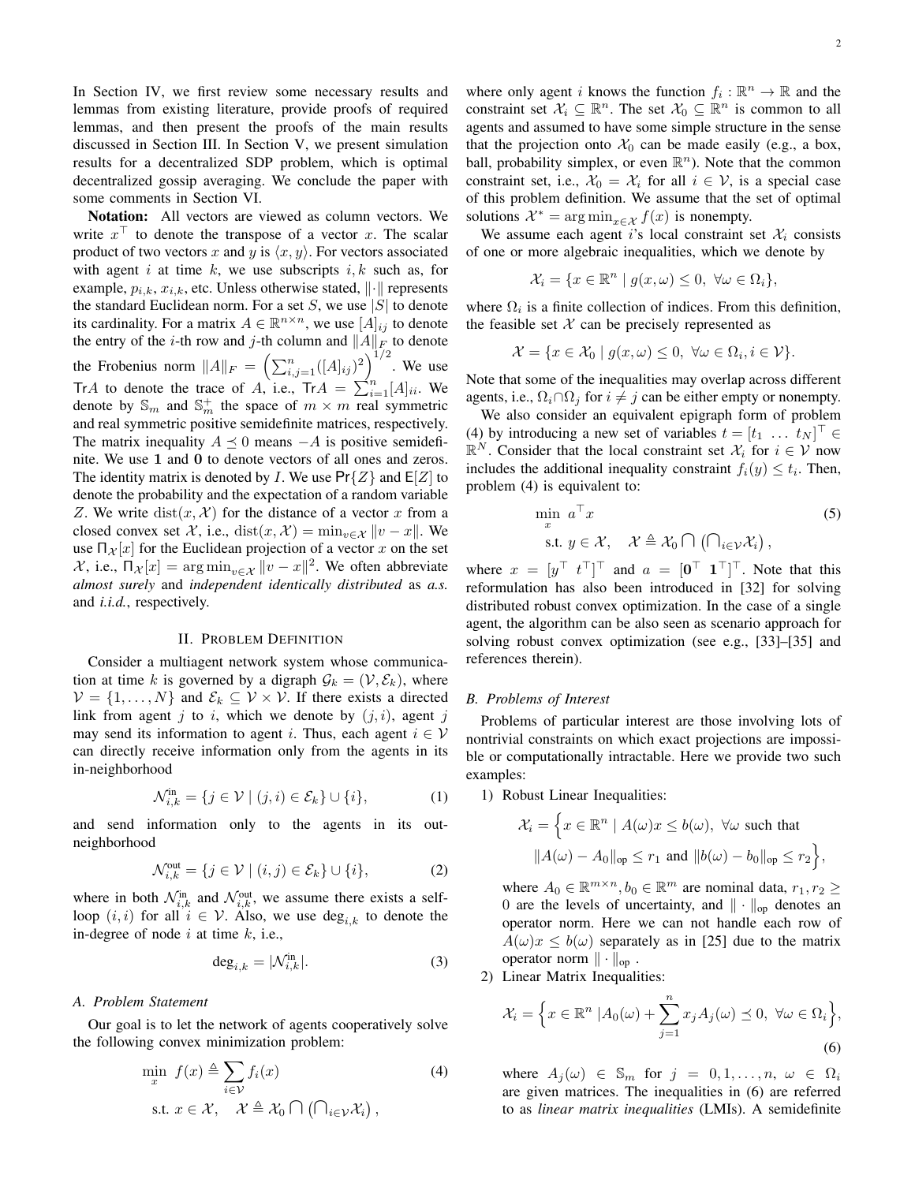In Section IV, we first review some necessary results and lemmas from existing literature, provide proofs of required lemmas, and then present the proofs of the main results discussed in Section III. In Section V, we present simulation results for a decentralized SDP problem, which is optimal decentralized gossip averaging. We conclude the paper with some comments in Section VI.

**Notation:** All vectors are viewed as column vectors. We write $x^\top$ to denote the transpose of a vector $x$. The scalar product of two vectors $x$ and $y$ is $\langle x, y\rangle$. For vectors associated with agent $i$ at time $k$, we use subscripts $i, k$ such as, for example, $p_{i,k}$, $x_{i,k}$, etc. Unless otherwise stated, $\|\cdot\|$ represents the standard Euclidean norm. For a set $S$, we use $|S|$ to denote its cardinality. For a matrix $A \in \mathbb{R}^{n\times n}$, we use $[A]_{ij}$ to denote the entry of the $i$-th row and $j$-th column and $\|A\|_F$ to denote the Frobenius norm $\|A\|_F = \left(\sum_{i,j=1}^n ([A]_{ij})^2\right)^{1/2}$. We use $\mathsf{Tr}A$ to denote the trace of $A$, i.e., $\mathsf{Tr}A = \sum_{i=1}^n [A]_{ii}$. We denote by $\mathbb{S}_m$ and $\mathbb{S}_m^+$ the space of $m \times m$ real symmetric and real symmetric positive semidefinite matrices, respectively. The matrix inequality $A \preceq 0$ means $-A$ is positive semidefinite. We use $\mathbf{1}$ and $\mathbf{0}$ to denote vectors of all ones and zeros. The identity matrix is denoted by $I$. We use $\mathsf{Pr}\{Z\}$ and $\mathsf{E}[Z]$ to denote the probability and the expectation of a random variable $Z$. We write $\mathrm{dist}(x, \mathcal{X})$ for the distance of a vector $x$ from a closed convex set $\mathcal{X}$, i.e., $\mathrm{dist}(x, \mathcal{X}) = \min_{v\in\mathcal{X}} \|v - x\|$. We use $\Pi_{\mathcal{X}}[x]$ for the Euclidean projection of a vector $x$ on the set $\mathcal{X}$, i.e., $\Pi_{\mathcal{X}}[x] = \arg\min_{v\in\mathcal{X}} \|v - x\|^2$. We often abbreviate *almost surely* and *independent identically distributed* as *a.s.* and *i.i.d.*, respectively.

## II. Problem Definition

Consider a multiagent network system whose communication at time $k$ is governed by a digraph $\mathcal{G}_k = (\mathcal{V}, \mathcal{E}_k)$, where $\mathcal{V} = \{1, \ldots, N\}$ and $\mathcal{E}_k \subseteq \mathcal{V} \times \mathcal{V}$. If there exists a directed link from agent $j$ to $i$, which we denote by $(j, i)$, agent $j$ may send its information to agent $i$. Thus, each agent $i \in \mathcal{V}$ can directly receive information only from the agents in its in-neighborhood

$$\mathcal{N}_{i,k}^{\text{in}} = \{j \in \mathcal{V} \mid (j, i) \in \mathcal{E}_k\} \cup \{i\}, \tag{1}$$

and send information only to the agents in its out-neighborhood

$$\mathcal{N}_{i,k}^{\text{out}} = \{j \in \mathcal{V} \mid (i, j) \in \mathcal{E}_k\} \cup \{i\}, \tag{2}$$

where in both $\mathcal{N}_{i,k}^{\text{in}}$ and $\mathcal{N}_{i,k}^{\text{out}}$, we assume there exists a self-loop $(i, i)$ for all $i \in \mathcal{V}$. Also, we use $\deg_{i,k}$ to denote the in-degree of node $i$ at time $k$, i.e.,

$$\deg_{i,k} = |\mathcal{N}_{i,k}^{\text{in}}|. \tag{3}$$

### A. Problem Statement

Our goal is to let the network of agents cooperatively solve the following convex minimization problem:

$$\begin{aligned} \min_x \ & f(x) \triangleq \sum_{i\in\mathcal{V}} f_i(x) \\ \text{s.t. } & x \in \mathcal{X}, \quad \mathcal{X} \triangleq \mathcal{X}_0 \bigcap \left(\textstyle\bigcap_{i\in\mathcal{V}} \mathcal{X}_i\right), \end{aligned} \tag{4}$$

where only agent $i$ knows the function $f_i : \mathbb{R}^n \to \mathbb{R}$ and the constraint set $\mathcal{X}_i \subseteq \mathbb{R}^n$. The set $\mathcal{X}_0 \subseteq \mathbb{R}^n$ is common to all agents and assumed to have some simple structure in the sense that the projection onto $\mathcal{X}_0$ can be made easily (e.g., a box, ball, probability simplex, or even $\mathbb{R}^n$). Note that the common constraint set, i.e., $\mathcal{X}_0 = \mathcal{X}_i$ for all $i \in \mathcal{V}$, is a special case of this problem definition. We assume that the set of optimal solutions $\mathcal{X}^* = \arg\min_{x\in\mathcal{X}} f(x)$ is nonempty.

We assume each agent $i$'s local constraint set $\mathcal{X}_i$ consists of one or more algebraic inequalities, which we denote by

$$\mathcal{X}_i = \{x \in \mathbb{R}^n \mid g(x, \omega) \le 0, \ \forall \omega \in \Omega_i\},$$

where $\Omega_i$ is a finite collection of indices. From this definition, the feasible set $\mathcal{X}$ can be precisely represented as

$$\mathcal{X} = \{x \in \mathcal{X}_0 \mid g(x, \omega) \le 0, \ \forall \omega \in \Omega_i, i \in \mathcal{V}\}.$$

Note that some of the inequalities may overlap across different agents, i.e., $\Omega_i \cap \Omega_j$ for $i \neq j$ can be either empty or nonempty.

We also consider an equivalent epigraph form of problem (4) by introducing a new set of variables $t = [t_1 \ \ldots \ t_N]^\top \in \mathbb{R}^N$. Consider that the local constraint set $\mathcal{X}_i$ for $i \in \mathcal{V}$ now includes the additional inequality constraint $f_i(y) \le t_i$. Then, problem (4) is equivalent to:

$$\begin{aligned} \min_x \ & a^\top x \\ \text{s.t. } & y \in \mathcal{X}, \quad \mathcal{X} \triangleq \mathcal{X}_0 \bigcap \left(\textstyle\bigcap_{i\in\mathcal{V}} \mathcal{X}_i\right), \end{aligned} \tag{5}$$

where $x = [y^\top \ t^\top]^\top$ and $a = [\mathbf{0}^\top \ \mathbf{1}^\top]^\top$. Note that this reformulation has also been introduced in [32] for solving distributed robust convex optimization. In the case of a single agent, the algorithm can be also seen as scenario approach for solving robust convex optimization (see e.g., [33]–[35] and references therein).

### B. Problems of Interest

Problems of particular interest are those involving lots of nontrivial constraints on which exact projections are impossible or computationally intractable. Here we provide two such examples:

1) Robust Linear Inequalities:

$$\begin{aligned} \mathcal{X}_i = \Big\{ & x \in \mathbb{R}^n \mid A(\omega)x \le b(\omega), \ \forall \omega \text{ such that} \\ & \|A(\omega) - A_0\|_{\text{op}} \le r_1 \text{ and } \|b(\omega) - b_0\|_{\text{op}} \le r_2 \Big\}, \end{aligned}$$

where $A_0 \in \mathbb{R}^{m\times n}, b_0 \in \mathbb{R}^m$ are nominal data, $r_1, r_2 \ge 0$ are the levels of uncertainty, and $\|\cdot\|_{\text{op}}$ denotes an operator norm. Here we can not handle each row of $A(\omega)x \le b(\omega)$ separately as in [25] due to the matrix operator norm $\|\cdot\|_{\text{op}}$ .

2) Linear Matrix Inequalities:

$$\mathcal{X}_i = \Big\{ x \in \mathbb{R}^n \,|A_0(\omega) + \sum_{j=1}^n x_j A_j(\omega) \preceq 0, \ \forall \omega \in \Omega_i \Big\}, \tag{6}$$

where $A_j(\omega) \in \mathbb{S}_m$ for $j = 0, 1, \ldots, n$, $\omega \in \Omega_i$ are given matrices. The inequalities in (6) are referred to as *linear matrix inequalities* (LMIs). A semidefinite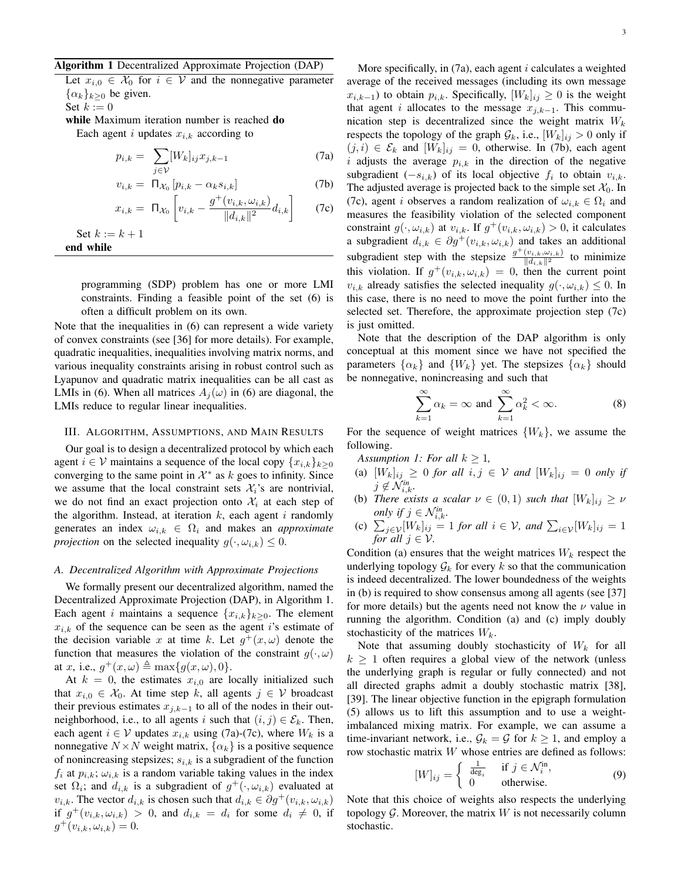**Algorithm 1** Decentralized Approximate Projection (DAP)

Let $x_{i,0} \in \mathcal{X}_0$ for $i \in \mathcal{V}$ and the nonnegative parameter $\{\alpha_k\}_{k \geq 0}$ be given.

Set $k := 0$

**while** Maximum iteration number is reached **do**

Each agent $i$ updates $x_{i,k}$ according to

$$p_{i,k} = \sum_{j \in \mathcal{V}} [W_k]_{ij} x_{j,k-1} \tag{7a}$$

$$v_{i,k} = \Pi_{\mathcal{X}_0}\left[p_{i,k} - \alpha_k s_{i,k}\right] \tag{7b}$$

$$x_{i,k} = \Pi_{\mathcal{X}_0}\left[v_{i,k} - \frac{g^+(v_{i,k}, \omega_{i,k})}{\|d_{i,k}\|^2} d_{i,k}\right] \tag{7c}$$

Set $k := k+1$

**end while**

programming (SDP) problem has one or more LMI constraints. Finding a feasible point of the set (6) is often a difficult problem on its own.

Note that the inequalities in (6) can represent a wide variety of convex constraints (see [36] for more details). For example, quadratic inequalities, inequalities involving matrix norms, and various inequality constraints arising in robust control such as Lyapunov and quadratic matrix inequalities can be all cast as LMIs in (6). When all matrices $A_j(\omega)$ in (6) are diagonal, the LMIs reduce to regular linear inequalities.

## III. Algorithm, Assumptions, and Main Results

Our goal is to design a decentralized protocol by which each agent $i \in \mathcal{V}$ maintains a sequence of the local copy $\{x_{i,k}\}_{k \geq 0}$ converging to the same point in $\mathcal{X}^*$ as $k$ goes to infinity. Since we assume that the local constraint sets $\mathcal{X}_i$'s are nontrivial, we do not find an exact projection onto $\mathcal{X}_i$ at each step of the algorithm. Instead, at iteration $k$, each agent $i$ randomly generates an index $\omega_{i,k} \in \Omega_i$ and makes an *approximate projection* on the selected inequality $g(\cdot, \omega_{i,k}) \leq 0$.

### A. Decentralized Algorithm with Approximate Projections

We formally present our decentralized algorithm, named the Decentralized Approximate Projection (DAP), in Algorithm 1. Each agent $i$ maintains a sequence $\{x_{i,k}\}_{k \geq 0}$. The element $x_{i,k}$ of the sequence can be seen as the agent $i$'s estimate of the decision variable $x$ at time $k$. Let $g^+(x, \omega)$ denote the function that measures the violation of the constraint $g(\cdot, \omega)$ at $x$, i.e., $g^+(x, \omega) \triangleq \max\{g(x, \omega), 0\}$.

At $k = 0$, the estimates $x_{i,0}$ are locally initialized such that $x_{i,0} \in \mathcal{X}_0$. At time step $k$, all agents $j \in \mathcal{V}$ broadcast their previous estimates $x_{j,k-1}$ to all of the nodes in their out-neighborhood, i.e., to all agents $i$ such that $(i,j) \in \mathcal{E}_k$. Then, each agent $i \in \mathcal{V}$ updates $x_{i,k}$ using (7a)-(7c), where $W_k$ is a nonnegative $N \times N$ weight matrix, $\{\alpha_k\}$ is a positive sequence of nonincreasing stepsizes; $s_{i,k}$ is a subgradient of the function $f_i$ at $p_{i,k}$; $\omega_{i,k}$ is a random variable taking values in the index set $\Omega_i$; and $d_{i,k}$ is a subgradient of $g^+(\cdot, \omega_{i,k})$ evaluated at $v_{i,k}$. The vector $d_{i,k}$ is chosen such that $d_{i,k} \in \partial g^+(v_{i,k}, \omega_{i,k})$ if $g^+(v_{i,k}, \omega_{i,k}) > 0$, and $d_{i,k} = d_i$ for some $d_i \neq 0$, if $g^+(v_{i,k}, \omega_{i,k}) = 0$.

More specifically, in (7a), each agent $i$ calculates a weighted average of the received messages (including its own message $x_{i,k-1}$) to obtain $p_{i,k}$. Specifically, $[W_k]_{ij} \geq 0$ is the weight that agent $i$ allocates to the message $x_{j,k-1}$. This communication step is decentralized since the weight matrix $W_k$ respects the topology of the graph $\mathcal{G}_k$, i.e., $[W_k]_{ij} > 0$ only if $(j,i) \in \mathcal{E}_k$ and $[W_k]_{ij} = 0$, otherwise. In (7b), each agent $i$ adjusts the average $p_{i,k}$ in the direction of the negative subgradient $(-s_{i,k})$ of its local objective $f_i$ to obtain $v_{i,k}$. The adjusted average is projected back to the simple set $\mathcal{X}_0$. In (7c), agent $i$ observes a random realization of $\omega_{i,k} \in \Omega_i$ and measures the feasibility violation of the selected component constraint $g(\cdot, \omega_{i,k})$ at $v_{i,k}$. If $g^+(v_{i,k}, \omega_{i,k}) > 0$, it calculates a subgradient $d_{i,k} \in \partial g^+(v_{i,k}, \omega_{i,k})$ and takes an additional subgradient step with the stepsize $\frac{g^+(v_{i,k}, \omega_{i,k})}{\|d_{i,k}\|^2}$ to minimize this violation. If $g^+(v_{i,k}, \omega_{i,k}) = 0$, then the current point $v_{i,k}$ already satisfies the selected inequality $g(\cdot, \omega_{i,k}) \leq 0$. In this case, there is no need to move the point further into the selected set. Therefore, the approximate projection step (7c) is just omitted.

Note that the description of the DAP algorithm is only conceptual at this moment since we have not specified the parameters $\{\alpha_k\}$ and $\{W_k\}$ yet. The stepsizes $\{\alpha_k\}$ should be nonnegative, nonincreasing and such that

$$\sum_{k=1}^{\infty} \alpha_k = \infty \text{ and } \sum_{k=1}^{\infty} \alpha_k^2 < \infty. \tag{8}$$

For the sequence of weight matrices $\{W_k\}$, we assume the following.

*Assumption 1: For all $k \geq 1$,*

(a) *$[W_k]_{ij} \geq 0$ for all $i, j \in \mathcal{V}$ and $[W_k]_{ij} = 0$ only if $j \notin \mathcal{N}_{i,k}^{in}$.*

(b) *There exists a scalar $\nu \in (0,1)$ such that $[W_k]_{ij} \geq \nu$ only if $j \in \mathcal{N}_{i,k}^{in}$.*

(c) *$\sum_{j \in \mathcal{V}} [W_k]_{ij} = 1$ for all $i \in \mathcal{V}$, and $\sum_{i \in \mathcal{V}} [W_k]_{ij} = 1$ for all $j \in \mathcal{V}$.*

Condition (a) ensures that the weight matrices $W_k$ respect the underlying topology $\mathcal{G}_k$ for every $k$ so that the communication is indeed decentralized. The lower boundedness of the weights in (b) is required to show consensus among all agents (see [37] for more details) but the agents need not know the $\nu$ value in running the algorithm. Condition (a) and (c) imply doubly stochasticity of the matrices $W_k$.

Note that assuming doubly stochasticity of $W_k$ for all $k \geq 1$ often requires a global view of the network (unless the underlying graph is regular or fully connected) and not all directed graphs admit a doubly stochastic matrix [38], [39]. The linear objective function in the epigraph formulation (5) allows us to lift this assumption and use a weight-imbalanced mixing matrix. For example, we can assume a time-invariant network, i.e., $\mathcal{G}_k = \mathcal{G}$ for $k \geq 1$, and employ a row stochastic matrix $W$ whose entries are defined as follows:

$$[W]_{ij} = \begin{cases} \frac{1}{\deg_i} & \text{if } j \in \mathcal{N}_i^{\text{in}}, \\ 0 & \text{otherwise.} \end{cases} \tag{9}$$

Note that this choice of weights also respects the underlying topology $\mathcal{G}$. Moreover, the matrix $W$ is not necessarily column stochastic.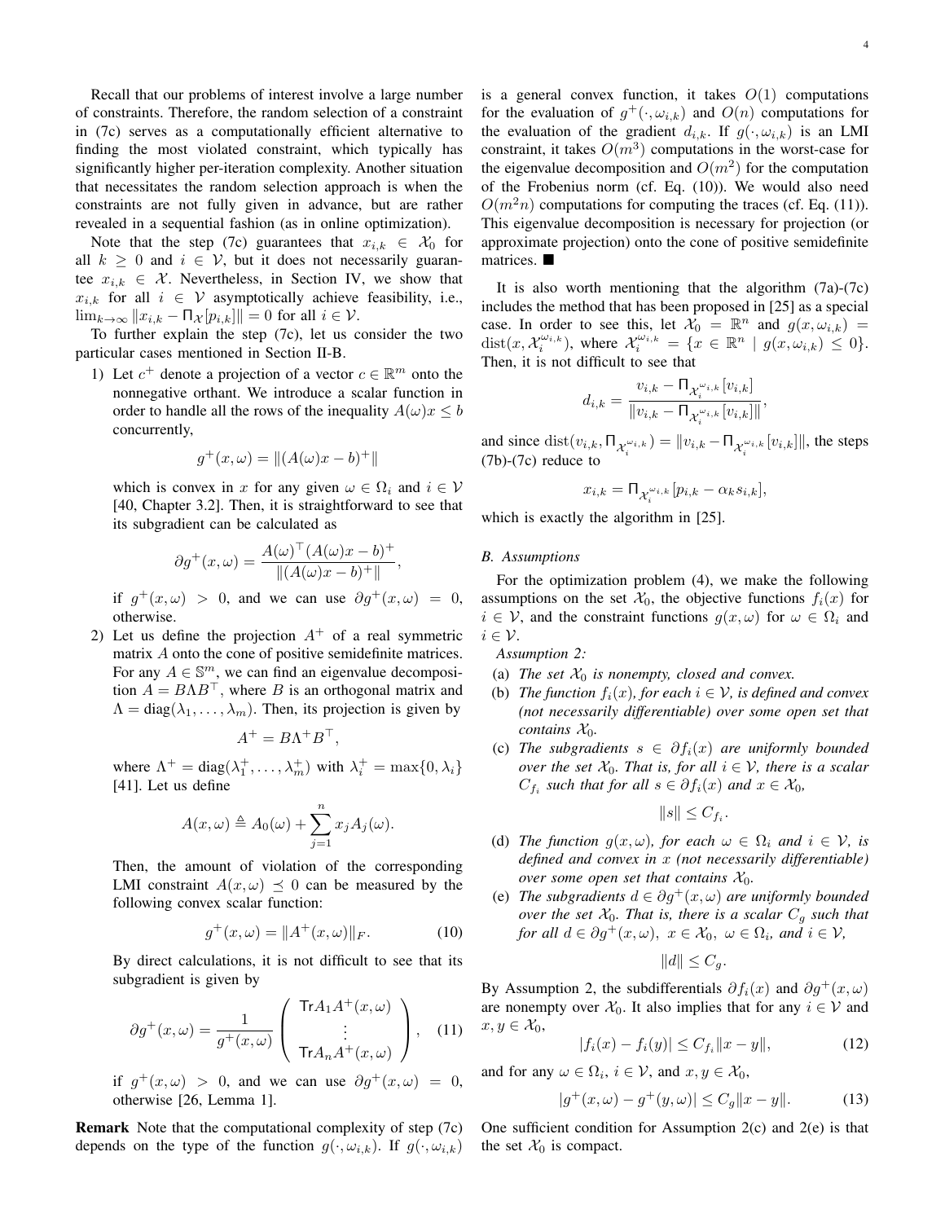Recall that our problems of interest involve a large number of constraints. Therefore, the random selection of a constraint in (7c) serves as a computationally efficient alternative to finding the most violated constraint, which typically has significantly higher per-iteration complexity. Another situation that necessitates the random selection approach is when the constraints are not fully given in advance, but are rather revealed in a sequential fashion (as in online optimization).

Note that the step (7c) guarantees that $x_{i,k} \in \mathcal{X}_0$ for all $k \geq 0$ and $i \in \mathcal{V}$, but it does not necessarily guarantee $x_{i,k} \in \mathcal{X}$. Nevertheless, in Section IV, we show that $x_{i,k}$ for all $i \in \mathcal{V}$ asymptotically achieve feasibility, i.e., $\lim_{k\to\infty} \|x_{i,k} - \Pi_{\mathcal{X}}[p_{i,k}]\| = 0$ for all $i \in \mathcal{V}$.

To further explain the step (7c), let us consider the two particular cases mentioned in Section II-B.

1) Let $c^+$ denote a projection of a vector $c \in \mathbb{R}^m$ onto the nonnegative orthant. We introduce a scalar function in order to handle all the rows of the inequality $A(\omega)x \leq b$ concurrently,

$$g^+(x,\omega) = \|(A(\omega)x - b)^+\|$$

which is convex in $x$ for any given $\omega \in \Omega_i$ and $i \in \mathcal{V}$ [40, Chapter 3.2]. Then, it is straightforward to see that its subgradient can be calculated as

$$\partial g^+(x,\omega) = \frac{A(\omega)^\top (A(\omega)x - b)^+}{\|(A(\omega)x - b)^+\|},$$

if $g^+(x,\omega) > 0$, and we can use $\partial g^+(x,\omega) = 0$, otherwise.

2) Let us define the projection $A^+$ of a real symmetric matrix $A$ onto the cone of positive semidefinite matrices. For any $A \in \mathbb{S}^m$, we can find an eigenvalue decomposition $A = B\Lambda B^\top$, where $B$ is an orthogonal matrix and $\Lambda = \mathrm{diag}(\lambda_1, \ldots, \lambda_m)$. Then, its projection is given by

$$A^+ = B\Lambda^+ B^\top,$$

where $\Lambda^+ = \mathrm{diag}(\lambda_1^+, \ldots, \lambda_m^+)$ with $\lambda_i^+ = \max\{0, \lambda_i\}$ [41]. Let us define

$$A(x,\omega) \triangleq A_0(\omega) + \sum_{j=1}^{n} x_j A_j(\omega).$$

Then, the amount of violation of the corresponding LMI constraint $A(x,\omega) \preceq 0$ can be measured by the following convex scalar function:

$$g^+(x,\omega) = \|A^+(x,\omega)\|_F. \tag{10}$$

By direct calculations, it is not difficult to see that its subgradient is given by

$$\partial g^+(x,\omega) = \frac{1}{g^+(x,\omega)} \begin{pmatrix} \mathsf{Tr} A_1 A^+(x,\omega) \\ \vdots \\ \mathsf{Tr} A_n A^+(x,\omega) \end{pmatrix}, \tag{11}$$

if $g^+(x,\omega) > 0$, and we can use $\partial g^+(x,\omega) = 0$, otherwise [26, Lemma 1].

**Remark** Note that the computational complexity of step (7c) depends on the type of the function $g(\cdot, \omega_{i,k})$. If $g(\cdot, \omega_{i,k})$ is a general convex function, it takes $O(1)$ computations for the evaluation of $g^+(\cdot, \omega_{i,k})$ and $O(n)$ computations for the evaluation of the gradient $d_{i,k}$. If $g(\cdot, \omega_{i,k})$ is an LMI constraint, it takes $O(m^3)$ computations in the worst-case for the eigenvalue decomposition and $O(m^2)$ for the computation of the Frobenius norm (cf. Eq. (10)). We would also need $O(m^2 n)$ computations for computing the traces (cf. Eq. (11)). This eigenvalue decomposition is necessary for projection (or approximate projection) onto the cone of positive semidefinite matrices. ■

It is also worth mentioning that the algorithm (7a)-(7c) includes the method that has been proposed in [25] as a special case. In order to see this, let $\mathcal{X}_0 = \mathbb{R}^n$ and $g(x, \omega_{i,k}) = \mathrm{dist}(x, \mathcal{X}_i^{\omega_{i,k}})$, where $\mathcal{X}_i^{\omega_{i,k}} = \{x \in \mathbb{R}^n \mid g(x, \omega_{i,k}) \leq 0\}$. Then, it is not difficult to see that

$$d_{i,k} = \frac{v_{i,k} - \Pi_{\mathcal{X}_i^{\omega_{i,k}}}[v_{i,k}]}{\|v_{i,k} - \Pi_{\mathcal{X}_i^{\omega_{i,k}}}[v_{i,k}]\|},$$

and since $\mathrm{dist}(v_{i,k}, \Pi_{\mathcal{X}_i^{\omega_{i,k}}}) = \|v_{i,k} - \Pi_{\mathcal{X}_i^{\omega_{i,k}}}[v_{i,k}]\|$, the steps (7b)-(7c) reduce to

$$x_{i,k} = \Pi_{\mathcal{X}_i^{\omega_{i,k}}}[p_{i,k} - \alpha_k s_{i,k}],$$

which is exactly the algorithm in [25].

### B. Assumptions

For the optimization problem (4), we make the following assumptions on the set $\mathcal{X}_0$, the objective functions $f_i(x)$ for $i \in \mathcal{V}$, and the constraint functions $g(x,\omega)$ for $\omega \in \Omega_i$ and $i \in \mathcal{V}$.

*Assumption 2:*

(a) *The set $\mathcal{X}_0$ is nonempty, closed and convex.*

(b) *The function $f_i(x)$, for each $i \in \mathcal{V}$, is defined and convex (not necessarily differentiable) over some open set that contains $\mathcal{X}_0$.*

(c) *The subgradients $s \in \partial f_i(x)$ are uniformly bounded over the set $\mathcal{X}_0$. That is, for all $i \in \mathcal{V}$, there is a scalar $C_{f_i}$ such that for all $s \in \partial f_i(x)$ and $x \in \mathcal{X}_0$,*

$$\|s\| \leq C_{f_i}.$$

(d) *The function $g(x,\omega)$, for each $\omega \in \Omega_i$ and $i \in \mathcal{V}$, is defined and convex in $x$ (not necessarily differentiable) over some open set that contains $\mathcal{X}_0$.*

(e) *The subgradients $d \in \partial g^+(x,\omega)$ are uniformly bounded over the set $\mathcal{X}_0$. That is, there is a scalar $C_g$ such that for all $d \in \partial g^+(x,\omega),\ x \in \mathcal{X}_0,\ \omega \in \Omega_i$, and $i \in \mathcal{V}$,*

$$\|d\| \leq C_g.$$

By Assumption 2, the subdifferentials $\partial f_i(x)$ and $\partial g^+(x,\omega)$ are nonempty over $\mathcal{X}_0$. It also implies that for any $i \in \mathcal{V}$ and $x, y \in \mathcal{X}_0$,

$$|f_i(x) - f_i(y)| \leq C_{f_i}\|x - y\|, \tag{12}$$

and for any $\omega \in \Omega_i$, $i \in \mathcal{V}$, and $x, y \in \mathcal{X}_0$,

$$|g^+(x,\omega) - g^+(y,\omega)| \leq C_g\|x - y\|. \tag{13}$$

One sufficient condition for Assumption 2(c) and 2(e) is that the set $\mathcal{X}_0$ is compact.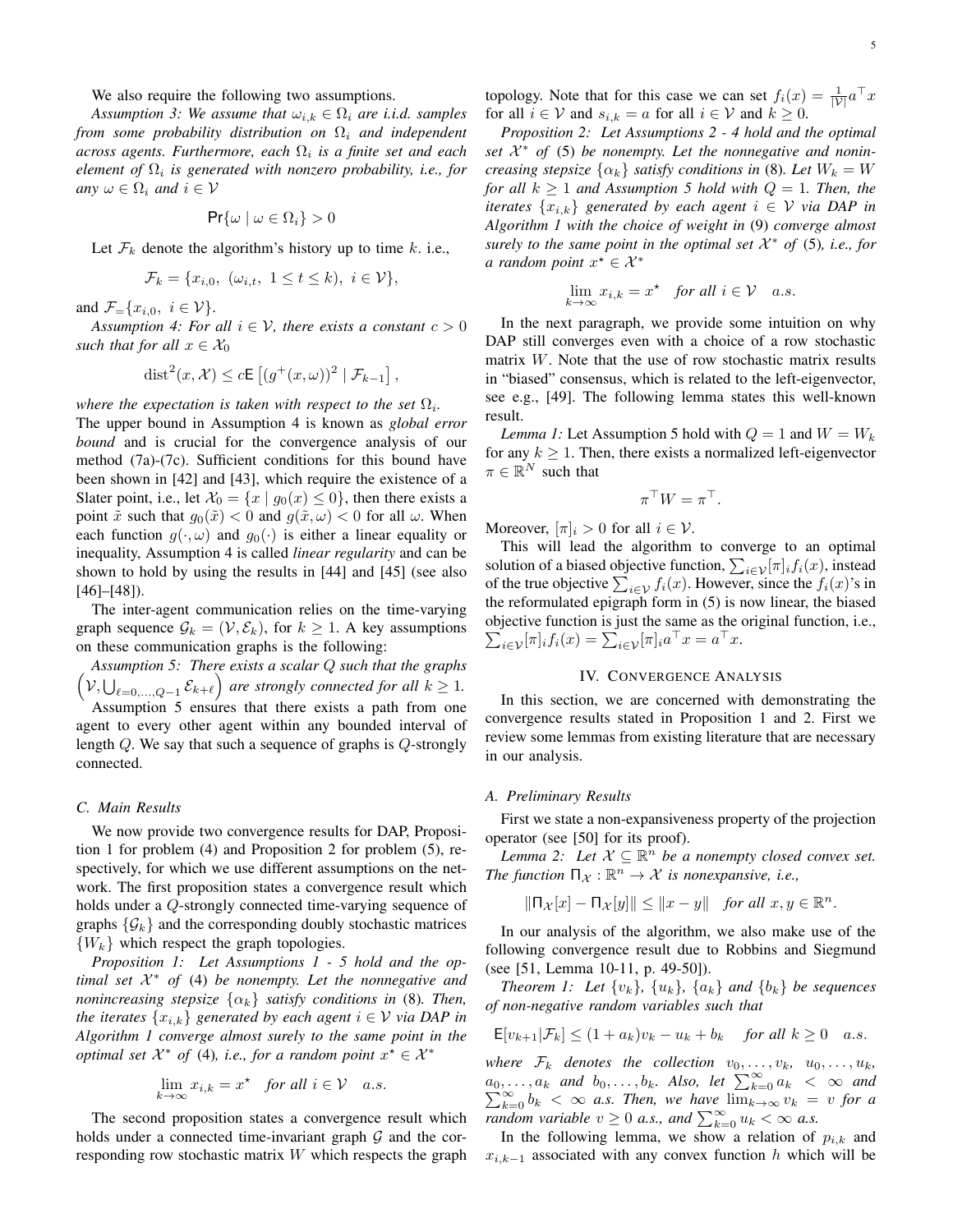We also require the following two assumptions.

*Assumption 3: We assume that $\omega_{i,k} \in \Omega_i$ are i.i.d. samples from some probability distribution on $\Omega_i$ and independent across agents. Furthermore, each $\Omega_i$ is a finite set and each element of $\Omega_i$ is generated with nonzero probability, i.e., for any $\omega \in \Omega_i$ and $i \in \mathcal{V}$*

$$\mathsf{Pr}\{\omega \mid \omega \in \Omega_i\} > 0$$

Let $\mathcal{F}_k$ denote the algorithm's history up to time $k$. i.e.,

$$\mathcal{F}_k = \{x_{i,0},\ (\omega_{i,t},\ 1 \le t \le k),\ i \in \mathcal{V}\},$$

and $\mathcal{F}_{=}\{x_{i,0},\ i \in \mathcal{V}\}$.

*Assumption 4: For all $i \in \mathcal{V}$, there exists a constant $c > 0$ such that for all $x \in \mathcal{X}_0$*

$$\operatorname{dist}^2(x, \mathcal{X}) \le c\mathsf{E}\left[(g^+(x,\omega))^2 \mid \mathcal{F}_{k-1}\right],$$

*where the expectation is taken with respect to the set $\Omega_i$.*

The upper bound in Assumption 4 is known as *global error bound* and is crucial for the convergence analysis of our method (7a)-(7c). Sufficient conditions for this bound have been shown in [42] and [43], which require the existence of a Slater point, i.e., let $\mathcal{X}_0 = \{x \mid g_0(x) \le 0\}$, then there exists a point $\tilde{x}$ such that $g_0(\tilde{x}) < 0$ and $g(\tilde{x}, \omega) < 0$ for all $\omega$. When each function $g(\cdot, \omega)$ and $g_0(\cdot)$ is either a linear equality or inequality, Assumption 4 is called *linear regularity* and can be shown to hold by using the results in [44] and [45] (see also [46]–[48]).

The inter-agent communication relies on the time-varying graph sequence $\mathcal{G}_k = (\mathcal{V}, \mathcal{E}_k)$, for $k \ge 1$. A key assumptions on these communication graphs is the following:

*Assumption 5: There exists a scalar $Q$ such that the graphs $\left(\mathcal{V}, \bigcup_{\ell=0,\ldots,Q-1} \mathcal{E}_{k+\ell}\right)$ are strongly connected for all $k \ge 1$.*

Assumption 5 ensures that there exists a path from one agent to every other agent within any bounded interval of length $Q$. We say that such a sequence of graphs is $Q$-strongly connected.

### C. Main Results

We now provide two convergence results for DAP, Proposition 1 for problem (4) and Proposition 2 for problem (5), respectively, for which we use different assumptions on the network. The first proposition states a convergence result which holds under a $Q$-strongly connected time-varying sequence of graphs $\{\mathcal{G}_k\}$ and the corresponding doubly stochastic matrices $\{W_k\}$ which respect the graph topologies.

*Proposition 1: Let Assumptions 1 - 5 hold and the optimal set $\mathcal{X}^*$ of (4) be nonempty. Let the nonnegative and nonincreasing stepsize $\{\alpha_k\}$ satisfy conditions in (8). Then, the iterates $\{x_{i,k}\}$ generated by each agent $i \in \mathcal{V}$ via DAP in Algorithm 1 converge almost surely to the same point in the optimal set $\mathcal{X}^*$ of (4), i.e., for a random point $x^\star \in \mathcal{X}^*$*

$$\lim_{k\to\infty} x_{i,k} = x^\star \quad \textit{for all } i \in \mathcal{V} \quad a.s.$$

The second proposition states a convergence result which holds under a connected time-invariant graph $\mathcal{G}$ and the corresponding row stochastic matrix $W$ which respects the graph topology. Note that for this case we can set $f_i(x) = \frac{1}{|\mathcal{V}|}a^\top x$ for all $i \in \mathcal{V}$ and $s_{i,k} = a$ for all $i \in \mathcal{V}$ and $k \ge 0$.

*Proposition 2: Let Assumptions 2 - 4 hold and the optimal set $\mathcal{X}^*$ of (5) be nonempty. Let the nonnegative and nonincreasing stepsize $\{\alpha_k\}$ satisfy conditions in (8). Let $W_k = W$ for all $k \ge 1$ and Assumption 5 hold with $Q = 1$. Then, the iterates $\{x_{i,k}\}$ generated by each agent $i \in \mathcal{V}$ via DAP in Algorithm 1 with the choice of weight in (9) converge almost surely to the same point in the optimal set $\mathcal{X}^*$ of (5), i.e., for a random point $x^\star \in \mathcal{X}^*$*

$$\lim_{k\to\infty} x_{i,k} = x^\star \quad \textit{for all } i \in \mathcal{V} \quad a.s.$$

In the next paragraph, we provide some intuition on why DAP still converges even with a choice of a row stochastic matrix $W$. Note that the use of row stochastic matrix results in "biased" consensus, which is related to the left-eigenvector, see e.g., [49]. The following lemma states this well-known result.

*Lemma 1:* Let Assumption 5 hold with $Q = 1$ and $W = W_k$ for any $k \ge 1$. Then, there exists a normalized left-eigenvector $\pi \in \mathbb{R}^N$ such that

$$\pi^\top W = \pi^\top.$$

Moreover, $[\pi]_i > 0$ for all $i \in \mathcal{V}$.

This will lead the algorithm to converge to an optimal solution of a biased objective function, $\sum_{i\in\mathcal{V}}[\pi]_i f_i(x)$, instead of the true objective $\sum_{i\in\mathcal{V}} f_i(x)$. However, since the $f_i(x)$'s in the reformulated epigraph form in (5) is now linear, the biased objective function is just the same as the original function, i.e., $\sum_{i\in\mathcal{V}}[\pi]_i f_i(x) = \sum_{i\in\mathcal{V}}[\pi]_i a^\top x = a^\top x$.

## IV. Convergence Analysis

In this section, we are concerned with demonstrating the convergence results stated in Proposition 1 and 2. First we review some lemmas from existing literature that are necessary in our analysis.

### A. Preliminary Results

First we state a non-expansiveness property of the projection operator (see [50] for its proof).

*Lemma 2: Let $\mathcal{X} \subseteq \mathbb{R}^n$ be a nonempty closed convex set. The function $\Pi_{\mathcal{X}} : \mathbb{R}^n \to \mathcal{X}$ is nonexpansive, i.e.,*

$$\|\Pi_{\mathcal{X}}[x] - \Pi_{\mathcal{X}}[y]\| \le \|x - y\| \quad \textit{for all } x, y \in \mathbb{R}^n.$$

In our analysis of the algorithm, we also make use of the following convergence result due to Robbins and Siegmund (see [51, Lemma 10-11, p. 49-50]).

*Theorem 1: Let $\{v_k\}$, $\{u_k\}$, $\{a_k\}$ and $\{b_k\}$ be sequences of non-negative random variables such that*

$$\mathsf{E}[v_{k+1}|\mathcal{F}_k] \le (1 + a_k)v_k - u_k + b_k \quad \textit{for all } k \ge 0 \quad a.s.$$

*where $\mathcal{F}_k$ denotes the collection $v_0, \ldots, v_k$, $u_0, \ldots, u_k$, $a_0, \ldots, a_k$ and $b_0, \ldots, b_k$. Also, let $\sum_{k=0}^\infty a_k < \infty$ and $\sum_{k=0}^\infty b_k < \infty$ a.s. Then, we have $\lim_{k\to\infty} v_k = v$ for a random variable $v \ge 0$ a.s., and $\sum_{k=0}^\infty u_k < \infty$ a.s.*

In the following lemma, we show a relation of $p_{i,k}$ and $x_{i,k-1}$ associated with any convex function $h$ which will be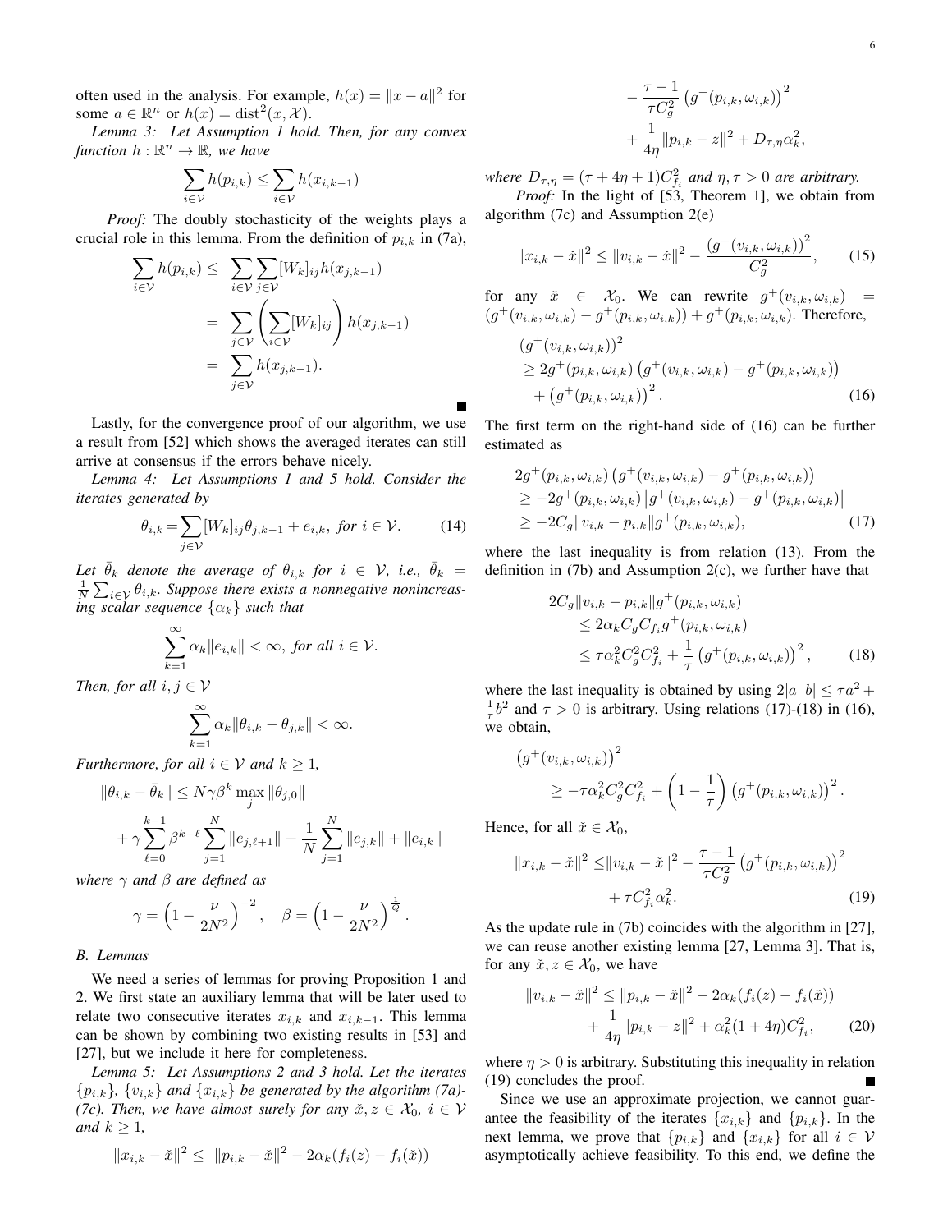often used in the analysis. For example, $h(x) = \|x - a\|^2$ for some $a \in \mathbb{R}^n$ or $h(x) = \text{dist}^2(x, \mathcal{X})$.

*Lemma 3: Let Assumption 1 hold. Then, for any convex function $h : \mathbb{R}^n \to \mathbb{R}$, we have*

$$\sum_{i\in\mathcal{V}} h(p_{i,k}) \leq \sum_{i\in\mathcal{V}} h(x_{i,k-1})$$

*Proof:* The doubly stochasticity of the weights plays a crucial role in this lemma. From the definition of $p_{i,k}$ in (7a),

$$\begin{aligned}
\sum_{i\in\mathcal{V}} h(p_{i,k}) \leq & \sum_{i\in\mathcal{V}}\sum_{j\in\mathcal{V}} [W_k]_{ij} h(x_{j,k-1}) \\
= & \sum_{j\in\mathcal{V}} \left(\sum_{i\in\mathcal{V}} [W_k]_{ij}\right) h(x_{j,k-1}) \\
= & \sum_{j\in\mathcal{V}} h(x_{j,k-1}).
\end{aligned}$$

■

Lastly, for the convergence proof of our algorithm, we use a result from [52] which shows the averaged iterates can still arrive at consensus if the errors behave nicely.

*Lemma 4: Let Assumptions 1 and 5 hold. Consider the iterates generated by*

$$\theta_{i,k} = \sum_{j\in\mathcal{V}} [W_k]_{ij}\theta_{j,k-1} + e_{i,k}, \text{ for } i \in \mathcal{V}. \tag{14}$$

*Let $\bar{\theta}_k$ denote the average of $\theta_{i,k}$ for $i \in \mathcal{V}$, i.e., $\bar{\theta}_k = \frac{1}{N}\sum_{i\in\mathcal{V}} \theta_{i,k}$. Suppose there exists a nonnegative nonincreasing scalar sequence $\{\alpha_k\}$ such that*

$$\sum_{k=1}^{\infty} \alpha_k \|e_{i,k}\| < \infty, \text{ for all } i \in \mathcal{V}.$$

*Then, for all $i, j \in \mathcal{V}$*

$$\sum_{k=1}^{\infty} \alpha_k \|\theta_{i,k} - \theta_{j,k}\| < \infty.$$

*Furthermore, for all $i \in \mathcal{V}$ and $k \geq 1$,*

$$\begin{aligned}
\|\theta_{i,k} - \bar{\theta}_k\| &\leq N\gamma\beta^k \max_j \|\theta_{j,0}\| \\
&+ \gamma\sum_{\ell=0}^{k-1} \beta^{k-\ell} \sum_{j=1}^{N} \|e_{j,\ell+1}\| + \frac{1}{N}\sum_{j=1}^{N} \|e_{j,k}\| + \|e_{i,k}\|
\end{aligned}$$

*where $\gamma$ and $\beta$ are defined as*

$$\gamma = \left(1 - \frac{\nu}{2N^2}\right)^{-2}, \quad \beta = \left(1 - \frac{\nu}{2N^2}\right)^{\frac{1}{Q}}.$$

### B. Lemmas

We need a series of lemmas for proving Proposition 1 and 2. We first state an auxiliary lemma that will be later used to relate two consecutive iterates $x_{i,k}$ and $x_{i,k-1}$. This lemma can be shown by combining two existing results in [53] and [27], but we include it here for completeness.

*Lemma 5: Let Assumptions 2 and 3 hold. Let the iterates $\{p_{i,k}\}$, $\{v_{i,k}\}$ and $\{x_{i,k}\}$ be generated by the algorithm (7a)-(7c). Then, we have almost surely for any $\check{x}, z \in \mathcal{X}_0$, $i \in \mathcal{V}$ and $k \geq 1$,*

$$\begin{aligned}
\|x_{i,k} - \check{x}\|^2 \leq\ & \|p_{i,k} - \check{x}\|^2 - 2\alpha_k(f_i(z) - f_i(\check{x})) \\
& - \frac{\tau - 1}{\tau C_g^2} \left(g^+(p_{i,k}, \omega_{i,k})\right)^2 \\
& + \frac{1}{4\eta}\|p_{i,k} - z\|^2 + D_{\tau,\eta}\alpha_k^2,
\end{aligned}$$

*where $D_{\tau,\eta} = (\tau + 4\eta + 1)C_{f_i}^2$ and $\eta, \tau > 0$ are arbitrary.*

*Proof:* In the light of [53, Theorem 1], we obtain from algorithm (7c) and Assumption 2(e)

$$\|x_{i,k} - \check{x}\|^2 \leq \|v_{i,k} - \check{x}\|^2 - \frac{(g^+(v_{i,k}, \omega_{i,k}))^2}{C_g^2}, \tag{15}$$

for any $\check{x} \in \mathcal{X}_0$. We can rewrite $g^+(v_{i,k}, \omega_{i,k}) = (g^+(v_{i,k}, \omega_{i,k}) - g^+(p_{i,k}, \omega_{i,k})) + g^+(p_{i,k}, \omega_{i,k})$. Therefore,

$$\begin{aligned}
&(g^+(v_{i,k}, \omega_{i,k}))^2 \\
&\geq 2g^+(p_{i,k}, \omega_{i,k})\left(g^+(v_{i,k}, \omega_{i,k}) - g^+(p_{i,k}, \omega_{i,k})\right) \\
&\quad + \left(g^+(p_{i,k}, \omega_{i,k})\right)^2.
\end{aligned} \tag{16}$$

The first term on the right-hand side of (16) can be further estimated as

$$\begin{aligned}
&2g^+(p_{i,k}, \omega_{i,k})\left(g^+(v_{i,k}, \omega_{i,k}) - g^+(p_{i,k}, \omega_{i,k})\right) \\
&\geq -2g^+(p_{i,k}, \omega_{i,k})\left|g^+(v_{i,k}, \omega_{i,k}) - g^+(p_{i,k}, \omega_{i,k})\right| \\
&\geq -2C_g\|v_{i,k} - p_{i,k}\| g^+(p_{i,k}, \omega_{i,k}),
\end{aligned} \tag{17}$$

where the last inequality is from relation (13). From the definition in (7b) and Assumption 2(c), we further have that

$$\begin{aligned}
&2C_g\|v_{i,k} - p_{i,k}\| g^+(p_{i,k}, \omega_{i,k}) \\
&\quad \leq 2\alpha_k C_g C_{f_i} g^+(p_{i,k}, \omega_{i,k}) \\
&\quad \leq \tau\alpha_k^2 C_g^2 C_{f_i}^2 + \frac{1}{\tau}\left(g^+(p_{i,k}, \omega_{i,k})\right)^2,
\end{aligned} \tag{18}$$

where the last inequality is obtained by using $2|a||b| \leq \tau a^2 + \frac{1}{\tau}b^2$ and $\tau > 0$ is arbitrary. Using relations (17)-(18) in (16), we obtain,

$$\begin{aligned}
&\left(g^+(v_{i,k}, \omega_{i,k})\right)^2 \\
&\qquad \geq -\tau\alpha_k^2 C_g^2 C_{f_i}^2 + \left(1 - \frac{1}{\tau}\right)\left(g^+(p_{i,k}, \omega_{i,k})\right)^2.
\end{aligned}$$

Hence, for all $\check{x} \in \mathcal{X}_0$,

$$\begin{aligned}
\|x_{i,k} - \check{x}\|^2 \leq & \|v_{i,k} - \check{x}\|^2 - \frac{\tau - 1}{\tau C_g^2}\left(g^+(p_{i,k}, \omega_{i,k})\right)^2 \\
& + \tau C_{f_i}^2 \alpha_k^2.
\end{aligned} \tag{19}$$

As the update rule in (7b) coincides with the algorithm in [27], we can reuse another existing lemma [27, Lemma 3]. That is, for any $\check{x}, z \in \mathcal{X}_0$, we have

$$\begin{aligned}
\|v_{i,k} - \check{x}\|^2 \leq & \|p_{i,k} - \check{x}\|^2 - 2\alpha_k(f_i(z) - f_i(\check{x})) \\
& + \frac{1}{4\eta}\|p_{i,k} - z\|^2 + \alpha_k^2(1 + 4\eta)C_{f_i}^2,
\end{aligned} \tag{20}$$

where $\eta > 0$ is arbitrary. Substituting this inequality in relation (19) concludes the proof. ■

Since we use an approximate projection, we cannot guarantee the feasibility of the iterates $\{x_{i,k}\}$ and $\{p_{i,k}\}$. In the next lemma, we prove that $\{p_{i,k}\}$ and $\{x_{i,k}\}$ for all $i \in \mathcal{V}$ asymptotically achieve feasibility. To this end, we define the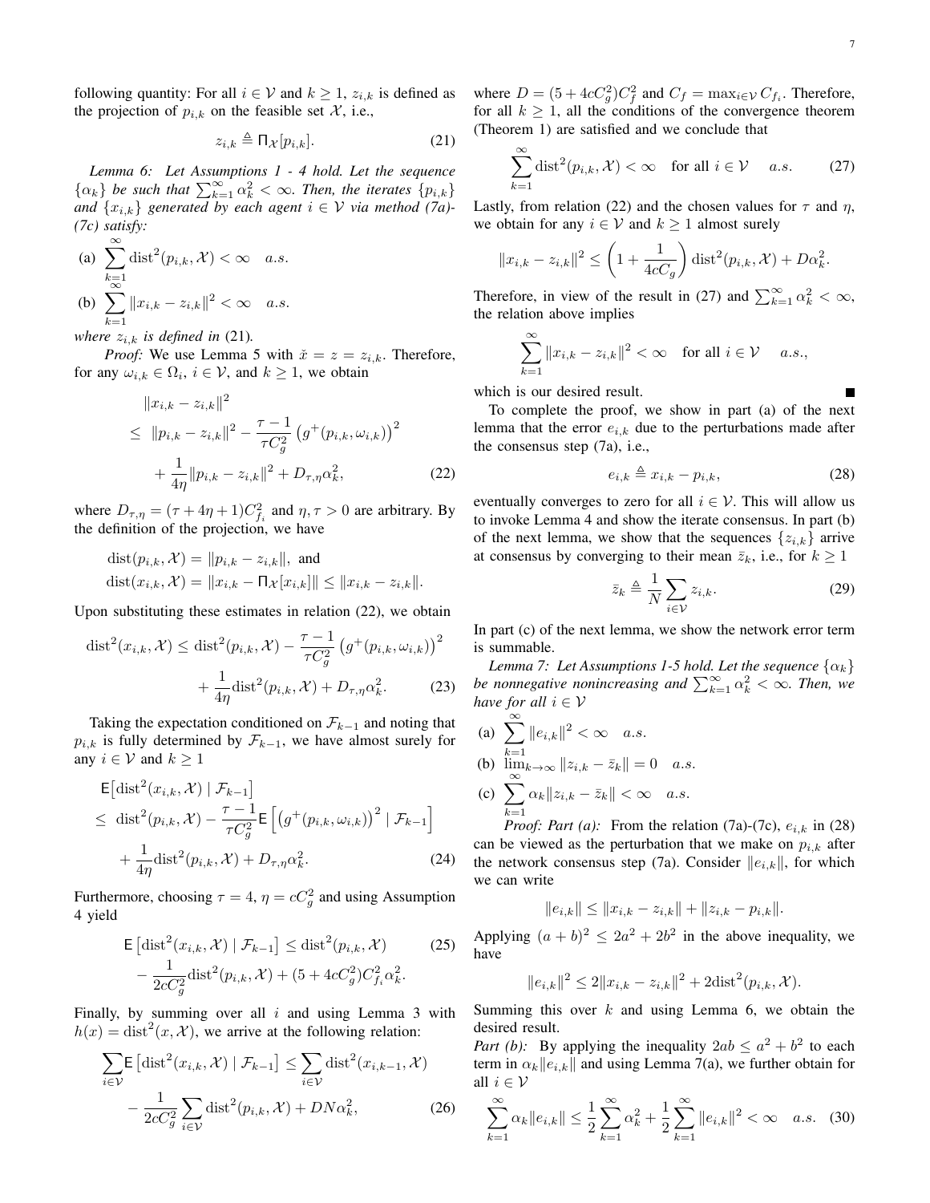following quantity: For all $i \in \mathcal{V}$ and $k \geq 1$, $z_{i,k}$ is defined as the projection of $p_{i,k}$ on the feasible set $\mathcal{X}$, i.e.,

$$z_{i,k} \triangleq \Pi_{\mathcal{X}}[p_{i,k}]. \tag{21}$$

*Lemma 6: Let Assumptions 1 - 4 hold. Let the sequence $\{\alpha_k\}$ be such that $\sum_{k=1}^{\infty} \alpha_k^2 < \infty$. Then, the iterates $\{p_{i,k}\}$ and $\{x_{i,k}\}$ generated by each agent $i \in \mathcal{V}$ via method (7a)-(7c) satisfy:*

(a) $\sum_{k=1}^{\infty} \mathrm{dist}^2(p_{i,k}, \mathcal{X}) < \infty \quad a.s.$

(b) $\sum_{k=1}^{\infty} \|x_{i,k} - z_{i,k}\|^2 < \infty \quad a.s.$

*where $z_{i,k}$ is defined in* (21).

*Proof:* We use Lemma 5 with $\check{x} = z = z_{i,k}$. Therefore, for any $\omega_{i,k} \in \Omega_i$, $i \in \mathcal{V}$, and $k \geq 1$, we obtain

$$\begin{aligned}
&\|x_{i,k} - z_{i,k}\|^2 \\
&\leq \|p_{i,k} - z_{i,k}\|^2 - \frac{\tau - 1}{\tau C_g^2}\left(g^+(p_{i,k}, \omega_{i,k})\right)^2 \\
&\quad + \frac{1}{4\eta}\|p_{i,k} - z_{i,k}\|^2 + D_{\tau,\eta}\alpha_k^2,
\end{aligned} \tag{22}$$

where $D_{\tau,\eta} = (\tau + 4\eta + 1)C_{f_i}^2$ and $\eta, \tau > 0$ are arbitrary. By the definition of the projection, we have

$$\begin{aligned}
&\mathrm{dist}(p_{i,k}, \mathcal{X}) = \|p_{i,k} - z_{i,k}\|, \text{ and} \\
&\mathrm{dist}(x_{i,k}, \mathcal{X}) = \|x_{i,k} - \Pi_{\mathcal{X}}[x_{i,k}]\| \leq \|x_{i,k} - z_{i,k}\|.
\end{aligned}$$

Upon substituting these estimates in relation (22), we obtain

$$\begin{aligned}
\mathrm{dist}^2(x_{i,k}, \mathcal{X}) \leq \mathrm{dist}^2(p_{i,k}, \mathcal{X}) - \frac{\tau - 1}{\tau C_g^2}\left(g^+(p_{i,k}, \omega_{i,k})\right)^2 \\
+ \frac{1}{4\eta}\mathrm{dist}^2(p_{i,k}, \mathcal{X}) + D_{\tau,\eta}\alpha_k^2.
\end{aligned} \tag{23}$$

Taking the expectation conditioned on $\mathcal{F}_{k-1}$ and noting that $p_{i,k}$ is fully determined by $\mathcal{F}_{k-1}$, we have almost surely for any $i \in \mathcal{V}$ and $k \geq 1$

$$\begin{aligned}
&\mathsf{E}\left[\mathrm{dist}^2(x_{i,k}, \mathcal{X}) \mid \mathcal{F}_{k-1}\right] \\
&\leq \mathrm{dist}^2(p_{i,k}, \mathcal{X}) - \frac{\tau - 1}{\tau C_g^2}\mathsf{E}\left[\left(g^+(p_{i,k}, \omega_{i,k})\right)^2 \mid \mathcal{F}_{k-1}\right] \\
&\quad + \frac{1}{4\eta}\mathrm{dist}^2(p_{i,k}, \mathcal{X}) + D_{\tau,\eta}\alpha_k^2.
\end{aligned} \tag{24}$$

Furthermore, choosing $\tau = 4$, $\eta = cC_g^2$ and using Assumption 4 yield

$$\begin{aligned}
\mathsf{E}\left[\mathrm{dist}^2(x_{i,k}, \mathcal{X}) \mid \mathcal{F}_{k-1}\right] \leq \mathrm{dist}^2(p_{i,k}, \mathcal{X}) \qquad (25) \\
- \frac{1}{2cC_g^2}\mathrm{dist}^2(p_{i,k}, \mathcal{X}) + (5 + 4cC_g^2)C_{f_i}^2\alpha_k^2.
\end{aligned}$$

Finally, by summing over all $i$ and using Lemma 3 with $h(x) = \mathrm{dist}^2(x, \mathcal{X})$, we arrive at the following relation:

$$\begin{aligned}
\sum_{i \in \mathcal{V}} \mathsf{E}\left[\mathrm{dist}^2(x_{i,k}, \mathcal{X}) \mid \mathcal{F}_{k-1}\right] \leq \sum_{i \in \mathcal{V}} \mathrm{dist}^2(x_{i,k-1}, \mathcal{X}) \\
- \frac{1}{2cC_g^2}\sum_{i \in \mathcal{V}} \mathrm{dist}^2(p_{i,k}, \mathcal{X}) + DN\alpha_k^2,
\end{aligned} \tag{26}$$

where $D = (5 + 4cC_g^2)C_f^2$ and $C_f = \max_{i \in \mathcal{V}} C_{f_i}$. Therefore, for all $k \geq 1$, all the conditions of the convergence theorem (Theorem 1) are satisfied and we conclude that

$$\sum_{k=1}^{\infty} \mathrm{dist}^2(p_{i,k}, \mathcal{X}) < \infty \quad \text{for all } i \in \mathcal{V} \quad a.s. \tag{27}$$

Lastly, from relation (22) and the chosen values for $\tau$ and $\eta$, we obtain for any $i \in \mathcal{V}$ and $k \geq 1$ almost surely

$$\|x_{i,k} - z_{i,k}\|^2 \leq \left(1 + \frac{1}{4cC_g}\right)\mathrm{dist}^2(p_{i,k}, \mathcal{X}) + D\alpha_k^2.$$

Therefore, in view of the result in (27) and $\sum_{k=1}^{\infty} \alpha_k^2 < \infty$, the relation above implies

$$\sum_{k=1}^{\infty} \|x_{i,k} - z_{i,k}\|^2 < \infty \quad \text{for all } i \in \mathcal{V} \quad a.s.,$$

which is our desired result. ∎

To complete the proof, we show in part (a) of the next lemma that the error $e_{i,k}$ due to the perturbations made after the consensus step (7a), i.e.,

$$e_{i,k} \triangleq x_{i,k} - p_{i,k}, \tag{28}$$

eventually converges to zero for all $i \in \mathcal{V}$. This will allow us to invoke Lemma 4 and show the iterate consensus. In part (b) of the next lemma, we show that the sequences $\{z_{i,k}\}$ arrive at consensus by converging to their mean $\bar{z}_k$, i.e., for $k \geq 1$

$$\bar{z}_k \triangleq \frac{1}{N}\sum_{i \in \mathcal{V}} z_{i,k}. \tag{29}$$

In part (c) of the next lemma, we show the network error term is summable.

*Lemma 7: Let Assumptions 1-5 hold. Let the sequence $\{\alpha_k\}$ be nonnegative nonincreasing and $\sum_{k=1}^{\infty} \alpha_k^2 < \infty$. Then, we have for all $i \in \mathcal{V}$*

(a) $\sum_{k=1}^{\infty} \|e_{i,k}\|^2 < \infty \quad a.s.$

(b) $\lim_{k \to \infty} \|z_{i,k} - \bar{z}_k\| = 0 \quad a.s.$

(c) $\sum_{k=1}^{\infty} \alpha_k \|z_{i,k} - \bar{z}_k\| < \infty \quad a.s.$

*Proof: Part (a):* From the relation (7a)-(7c), $e_{i,k}$ in (28) can be viewed as the perturbation that we make on $p_{i,k}$ after the network consensus step (7a). Consider $\|e_{i,k}\|$, for which we can write

$$\|e_{i,k}\| \leq \|x_{i,k} - z_{i,k}\| + \|z_{i,k} - p_{i,k}\|.$$

Applying $(a + b)^2 \leq 2a^2 + 2b^2$ in the above inequality, we have

$$\|e_{i,k}\|^2 \leq 2\|x_{i,k} - z_{i,k}\|^2 + 2\mathrm{dist}^2(p_{i,k}, \mathcal{X}).$$

Summing this over $k$ and using Lemma 6, we obtain the desired result.

*Part (b):* By applying the inequality $2ab \leq a^2 + b^2$ to each term in $\alpha_k\|e_{i,k}\|$ and using Lemma 7(a), we further obtain for all $i \in \mathcal{V}$

$$\sum_{k=1}^{\infty} \alpha_k \|e_{i,k}\| \leq \frac{1}{2}\sum_{k=1}^{\infty} \alpha_k^2 + \frac{1}{2}\sum_{k=1}^{\infty} \|e_{i,k}\|^2 < \infty \quad a.s. \tag{30}$$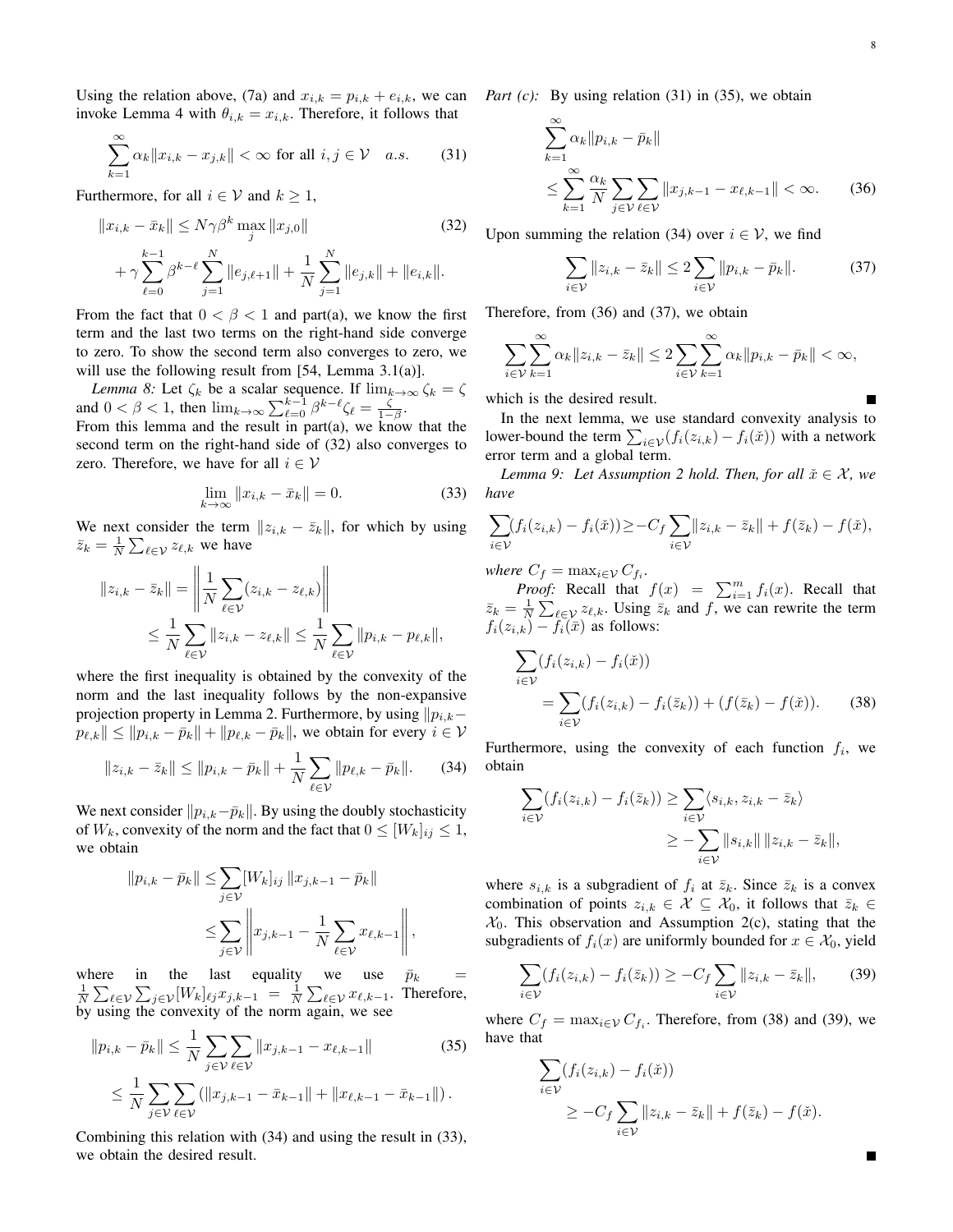Using the relation above, (7a) and $x_{i,k} = p_{i,k} + e_{i,k}$, we can invoke Lemma 4 with $\theta_{i,k} = x_{i,k}$. Therefore, it follows that

$$\sum_{k=1}^{\infty} \alpha_k \|x_{i,k} - x_{j,k}\| < \infty \text{ for all } i, j \in \mathcal{V} \quad a.s. \tag{31}$$

Furthermore, for all $i \in \mathcal{V}$ and $k \geq 1$,

$$\|x_{i,k} - \bar{x}_k\| \leq N\gamma\beta^k \max_j \|x_{j,0}\| \tag{32}$$
$$+ \gamma \sum_{\ell=0}^{k-1} \beta^{k-\ell} \sum_{j=1}^{N} \|e_{j,\ell+1}\| + \frac{1}{N}\sum_{j=1}^{N} \|e_{j,k}\| + \|e_{i,k}\|.$$

From the fact that $0 < \beta < 1$ and part(a), we know the first term and the last two terms on the right-hand side converge to zero. To show the second term also converges to zero, we will use the following result from [54, Lemma 3.1(a)].

*Lemma 8:* Let $\zeta_k$ be a scalar sequence. If $\lim_{k\to\infty} \zeta_k = \zeta$ and $0 < \beta < 1$, then $\lim_{k\to\infty} \sum_{\ell=0}^{k-1} \beta^{k-\ell}\zeta_\ell = \frac{\zeta}{1-\beta}$.

From this lemma and the result in part(a), we know that the second term on the right-hand side of (32) also converges to zero. Therefore, we have for all $i \in \mathcal{V}$

$$\lim_{k\to\infty} \|x_{i,k} - \bar{x}_k\| = 0. \tag{33}$$

We next consider the term $\|z_{i,k} - \bar{z}_k\|$, for which by using $\bar{z}_k = \frac{1}{N}\sum_{\ell\in\mathcal{V}} z_{\ell,k}$ we have

$$\|z_{i,k} - \bar{z}_k\| = \left\| \frac{1}{N}\sum_{\ell\in\mathcal{V}} (z_{i,k} - z_{\ell,k}) \right\|$$
$$\leq \frac{1}{N}\sum_{\ell\in\mathcal{V}} \|z_{i,k} - z_{\ell,k}\| \leq \frac{1}{N}\sum_{\ell\in\mathcal{V}} \|p_{i,k} - p_{\ell,k}\|,$$

where the first inequality is obtained by the convexity of the norm and the last inequality follows by the non-expansive projection property in Lemma 2. Furthermore, by using $\|p_{i,k} - p_{\ell,k}\| \leq \|p_{i,k} - \bar{p}_k\| + \|p_{\ell,k} - \bar{p}_k\|$, we obtain for every $i \in \mathcal{V}$

$$\|z_{i,k} - \bar{z}_k\| \leq \|p_{i,k} - \bar{p}_k\| + \frac{1}{N}\sum_{\ell\in\mathcal{V}} \|p_{\ell,k} - \bar{p}_k\|. \tag{34}$$

We next consider $\|p_{i,k} - \bar{p}_k\|$. By using the doubly stochasticity of $W_k$, convexity of the norm and the fact that $0 \leq [W_k]_{ij} \leq 1$, we obtain

$$\|p_{i,k} - \bar{p}_k\| \leq \sum_{j\in\mathcal{V}} [W_k]_{ij} \|x_{j,k-1} - \bar{p}_k\|$$
$$\leq \sum_{j\in\mathcal{V}} \left\| x_{j,k-1} - \frac{1}{N}\sum_{\ell\in\mathcal{V}} x_{\ell,k-1} \right\|,$$

where in the last equality we use $\bar{p}_k = \frac{1}{N}\sum_{\ell\in\mathcal{V}}\sum_{j\in\mathcal{V}} [W_k]_{\ell j} x_{j,k-1} = \frac{1}{N}\sum_{\ell\in\mathcal{V}} x_{\ell,k-1}$. Therefore, by using the convexity of the norm again, we see

$$\|p_{i,k} - \bar{p}_k\| \leq \frac{1}{N}\sum_{j\in\mathcal{V}}\sum_{\ell\in\mathcal{V}} \|x_{j,k-1} - x_{\ell,k-1}\| \tag{35}$$
$$\leq \frac{1}{N}\sum_{j\in\mathcal{V}}\sum_{\ell\in\mathcal{V}} \left( \|x_{j,k-1} - \bar{x}_{k-1}\| + \|x_{\ell,k-1} - \bar{x}_{k-1}\| \right).$$

Combining this relation with (34) and using the result in (33), we obtain the desired result.

*Part (c):* By using relation (31) in (35), we obtain

$$\sum_{k=1}^{\infty} \alpha_k \|p_{i,k} - \bar{p}_k\|$$
$$\leq \sum_{k=1}^{\infty} \frac{\alpha_k}{N} \sum_{j\in\mathcal{V}}\sum_{\ell\in\mathcal{V}} \|x_{j,k-1} - x_{\ell,k-1}\| < \infty. \tag{36}$$

Upon summing the relation (34) over $i \in \mathcal{V}$, we find

$$\sum_{i\in\mathcal{V}} \|z_{i,k} - \bar{z}_k\| \leq 2\sum_{i\in\mathcal{V}} \|p_{i,k} - \bar{p}_k\|. \tag{37}$$

Therefore, from (36) and (37), we obtain

$$\sum_{i\in\mathcal{V}}\sum_{k=1}^{\infty} \alpha_k \|z_{i,k} - \bar{z}_k\| \leq 2\sum_{i\in\mathcal{V}}\sum_{k=1}^{\infty} \alpha_k \|p_{i,k} - \bar{p}_k\| < \infty,$$

which is the desired result. ∎

In the next lemma, we use standard convexity analysis to lower-bound the term $\sum_{i\in\mathcal{V}} (f_i(z_{i,k}) - f_i(\check{x}))$ with a network error term and a global term.

*Lemma 9: Let Assumption 2 hold. Then, for all $\check{x} \in \mathcal{X}$, we have*

$$\sum_{i\in\mathcal{V}} (f_i(z_{i,k}) - f_i(\check{x})) \geq -C_f \sum_{i\in\mathcal{V}} \|z_{i,k} - \bar{z}_k\| + f(\bar{z}_k) - f(\check{x}),$$

*where $C_f = \max_{i\in\mathcal{V}} C_{f_i}$.*

***Proof:*** Recall that $f(x) = \sum_{i=1}^{m} f_i(x)$. Recall that $\bar{z}_k = \frac{1}{N}\sum_{\ell\in\mathcal{V}} z_{\ell,k}$. Using $\bar{z}_k$ and $f$, we can rewrite the term $f_i(z_{i,k}) - f_i(\check{x})$ as follows:

$$\sum_{i\in\mathcal{V}} (f_i(z_{i,k}) - f_i(\check{x}))$$
$$= \sum_{i\in\mathcal{V}} (f_i(z_{i,k}) - f_i(\bar{z}_k)) + (f(\bar{z}_k) - f(\check{x})). \tag{38}$$

Furthermore, using the convexity of each function $f_i$, we obtain

$$\sum_{i\in\mathcal{V}} (f_i(z_{i,k}) - f_i(\bar{z}_k)) \geq \sum_{i\in\mathcal{V}} \langle s_{i,k}, z_{i,k} - \bar{z}_k \rangle$$
$$\geq -\sum_{i\in\mathcal{V}} \|s_{i,k}\| \, \|z_{i,k} - \bar{z}_k\|,$$

where $s_{i,k}$ is a subgradient of $f_i$ at $\bar{z}_k$. Since $\bar{z}_k$ is a convex combination of points $z_{i,k} \in \mathcal{X} \subseteq \mathcal{X}_0$, it follows that $\bar{z}_k \in \mathcal{X}_0$. This observation and Assumption 2(c), stating that the subgradients of $f_i(x)$ are uniformly bounded for $x \in \mathcal{X}_0$, yield

$$\sum_{i\in\mathcal{V}} (f_i(z_{i,k}) - f_i(\bar{z}_k)) \geq -C_f \sum_{i\in\mathcal{V}} \|z_{i,k} - \bar{z}_k\|, \tag{39}$$

where $C_f = \max_{i\in\mathcal{V}} C_{f_i}$. Therefore, from (38) and (39), we have that

$$\sum_{i\in\mathcal{V}} (f_i(z_{i,k}) - f_i(\check{x}))$$
$$\geq -C_f \sum_{i\in\mathcal{V}} \|z_{i,k} - \bar{z}_k\| + f(\bar{z}_k) - f(\check{x}).$$

∎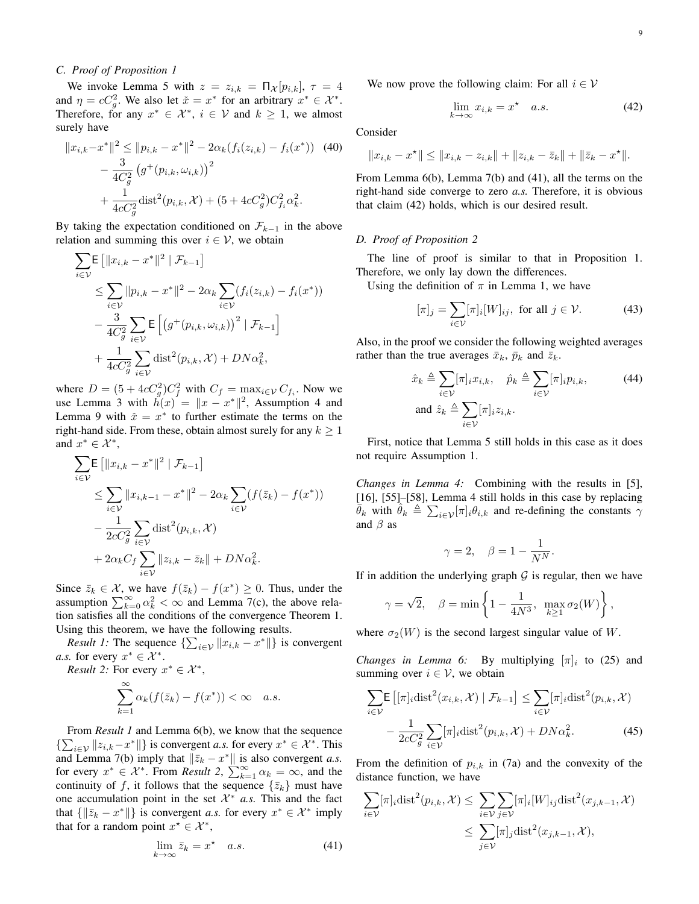### C. Proof of Proposition 1

We invoke Lemma 5 with $z = z_{i,k} = \Pi_{\mathcal{X}}[p_{i,k}]$, $\tau = 4$ and $\eta = cC_g^2$. We also let $\tilde{x} = x^*$ for an arbitrary $x^* \in \mathcal{X}^*$. Therefore, for any $x^* \in \mathcal{X}^*$, $i \in \mathcal{V}$ and $k \geq 1$, we almost surely have

$$\|x_{i,k} - x^*\|^2 \leq \|p_{i,k} - x^*\|^2 - 2\alpha_k (f_i(z_{i,k}) - f_i(x^*)) \quad (40)$$
$$- \frac{3}{4C_g^2}\left(g^+(p_{i,k}, \omega_{i,k})\right)^2$$
$$+ \frac{1}{4cC_g^2}\mathrm{dist}^2(p_{i,k}, \mathcal{X}) + (5 + 4cC_g^2)C_{f_i}^2 \alpha_k^2.$$

By taking the expectation conditioned on $\mathcal{F}_{k-1}$ in the above relation and summing this over $i \in \mathcal{V}$, we obtain

$$\sum_{i\in\mathcal{V}} \mathsf{E}\left[\|x_{i,k} - x^*\|^2 \mid \mathcal{F}_{k-1}\right]$$
$$\leq \sum_{i\in\mathcal{V}} \|p_{i,k} - x^*\|^2 - 2\alpha_k \sum_{i\in\mathcal{V}} (f_i(z_{i,k}) - f_i(x^*))$$
$$- \frac{3}{4C_g^2}\sum_{i\in\mathcal{V}} \mathsf{E}\left[\left(g^+(p_{i,k}, \omega_{i,k})\right)^2 \mid \mathcal{F}_{k-1}\right]$$
$$+ \frac{1}{4cC_g^2}\sum_{i\in\mathcal{V}} \mathrm{dist}^2(p_{i,k}, \mathcal{X}) + DN\alpha_k^2,$$

where $D = (5 + 4cC_g^2)C_f^2$ with $C_f = \max_{i\in\mathcal{V}} C_{f_i}$. Now we use Lemma 3 with $h(x) = \|x - x^*\|^2$, Assumption 4 and Lemma 9 with $\tilde{x} = x^*$ to further estimate the terms on the right-hand side. From these, obtain almost surely for any $k \geq 1$ and $x^* \in \mathcal{X}^*$,

$$\sum_{i\in\mathcal{V}} \mathsf{E}\left[\|x_{i,k} - x^*\|^2 \mid \mathcal{F}_{k-1}\right]$$
$$\leq \sum_{i\in\mathcal{V}} \|x_{i,k-1} - x^*\|^2 - 2\alpha_k \sum_{i\in\mathcal{V}} (f(\bar{z}_k) - f(x^*))$$
$$- \frac{1}{2cC_g^2}\sum_{i\in\mathcal{V}} \mathrm{dist}^2(p_{i,k}, \mathcal{X})$$
$$+ 2\alpha_k C_f \sum_{i\in\mathcal{V}} \|z_{i,k} - \bar{z}_k\| + DN\alpha_k^2.$$

Since $\bar{z}_k \in \mathcal{X}$, we have $f(\bar{z}_k) - f(x^*) \geq 0$. Thus, under the assumption $\sum_{k=0}^{\infty} \alpha_k^2 < \infty$ and Lemma 7(c), the above relation satisfies all the conditions of the convergence Theorem 1. Using this theorem, we have the following results.

*Result 1:* The sequence $\{\sum_{i\in\mathcal{V}} \|x_{i,k} - x^*\|\}$ is convergent *a.s.* for every $x^* \in \mathcal{X}^*$.

*Result 2:* For every $x^* \in \mathcal{X}^*$,

$$\sum_{k=1}^{\infty} \alpha_k (f(\bar{z}_k) - f(x^*)) < \infty \quad a.s.$$

From *Result 1* and Lemma 6(b), we know that the sequence $\{\sum_{i\in\mathcal{V}} \|z_{i,k} - x^*\|\}$ is convergent *a.s.* for every $x^* \in \mathcal{X}^*$. This and Lemma 7(b) imply that $\|\bar{z}_k - x^*\|$ is also convergent *a.s.* for every $x^* \in \mathcal{X}^*$. From *Result 2*, $\sum_{k=1}^{\infty} \alpha_k = \infty$, and the continuity of $f$, it follows that the sequence $\{\bar{z}_k\}$ must have one accumulation point in the set $\mathcal{X}^*$ *a.s.* This and the fact that $\{\|\bar{z}_k - x^*\|\}$ is convergent *a.s.* for every $x^* \in \mathcal{X}^*$ imply that for a random point $x^\star \in \mathcal{X}^*$,

$$\lim_{k\to\infty} \bar{z}_k = x^\star \quad a.s. \quad (41)$$

We now prove the following claim: For all $i \in \mathcal{V}$

$$\lim_{k\to\infty} x_{i,k} = x^\star \quad a.s. \quad (42)$$

Consider

$$\|x_{i,k} - x^\star\| \leq \|x_{i,k} - z_{i,k}\| + \|z_{i,k} - \bar{z}_k\| + \|\bar{z}_k - x^\star\|.$$

From Lemma 6(b), Lemma 7(b) and (41), all the terms on the right-hand side converge to zero *a.s.* Therefore, it is obvious that claim (42) holds, which is our desired result.

### D. Proof of Proposition 2

The line of proof is similar to that in Proposition 1. Therefore, we only lay down the differences.

Using the definition of $\pi$ in Lemma 1, we have

$$[\pi]_j = \sum_{i\in\mathcal{V}} [\pi]_i [W]_{ij}, \text{ for all } j \in \mathcal{V}. \quad (43)$$

Also, in the proof we consider the following weighted averages rather than the true averages $\bar{x}_k$, $\bar{p}_k$ and $\bar{z}_k$.

$$\hat{x}_k \triangleq \sum_{i\in\mathcal{V}} [\pi]_i x_{i,k}, \quad \hat{p}_k \triangleq \sum_{i\in\mathcal{V}} [\pi]_i p_{i,k}, \quad (44)$$
$$\text{and } \hat{z}_k \triangleq \sum_{i\in\mathcal{V}} [\pi]_i z_{i,k}.$$

First, notice that Lemma 5 still holds in this case as it does not require Assumption 1.

*Changes in Lemma 4:* Combining with the results in [5], [16], [55]–[58], Lemma 4 still holds in this case by replacing $\bar{\theta}_k$ with $\hat{\theta}_k \triangleq \sum_{i\in\mathcal{V}} [\pi]_i \theta_{i,k}$ and re-defining the constants $\gamma$ and $\beta$ as

$$\gamma = 2, \quad \beta = 1 - \frac{1}{N^N}.$$

If in addition the underlying graph $\mathcal{G}$ is regular, then we have

$$\gamma = \sqrt{2}, \quad \beta = \min\left\{1 - \frac{1}{4N^3},\ \max_{k\geq 1} \sigma_2(W)\right\},$$

where $\sigma_2(W)$ is the second largest singular value of $W$.

*Changes in Lemma 6:* By multiplying $[\pi]_i$ to (25) and summing over $i \in \mathcal{V}$, we obtain

$$\sum_{i\in\mathcal{V}} \mathsf{E}\left[[\pi]_i \mathrm{dist}^2(x_{i,k}, \mathcal{X}) \mid \mathcal{F}_{k-1}\right] \leq \sum_{i\in\mathcal{V}} [\pi]_i \mathrm{dist}^2(p_{i,k}, \mathcal{X})$$
$$- \frac{1}{2cC_g^2}\sum_{i\in\mathcal{V}} [\pi]_i \mathrm{dist}^2(p_{i,k}, \mathcal{X}) + DN\alpha_k^2. \quad (45)$$

From the definition of $p_{i,k}$ in (7a) and the convexity of the distance function, we have

$$\sum_{i\in\mathcal{V}} [\pi]_i \mathrm{dist}^2(p_{i,k}, \mathcal{X}) \leq \sum_{i\in\mathcal{V}}\sum_{j\in\mathcal{V}} [\pi]_i [W]_{ij} \mathrm{dist}^2(x_{j,k-1}, \mathcal{X})$$
$$\leq \sum_{j\in\mathcal{V}} [\pi]_j \mathrm{dist}^2(x_{j,k-1}, \mathcal{X}),$$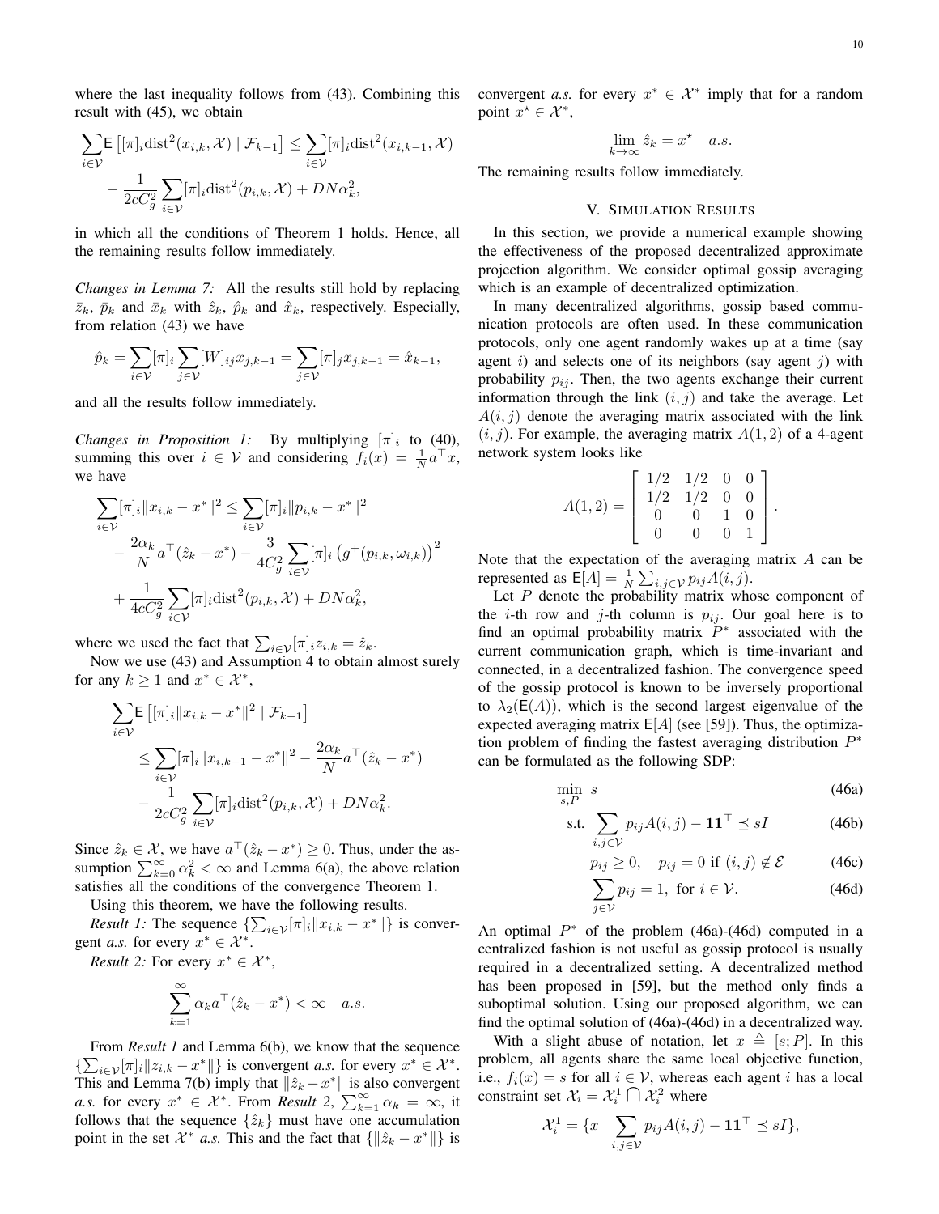where the last inequality follows from (43). Combining this result with (45), we obtain

$$
\sum_{i\in\mathcal{V}} \mathsf{E}\left[[\pi]_i \mathrm{dist}^2(x_{i,k}, \mathcal{X}) \mid \mathcal{F}_{k-1}\right] \leq \sum_{i\in\mathcal{V}} [\pi]_i \mathrm{dist}^2(x_{i,k-1}, \mathcal{X}) - \frac{1}{2cC_g^2}\sum_{i\in\mathcal{V}}[\pi]_i \mathrm{dist}^2(p_{i,k}, \mathcal{X}) + DN\alpha_k^2,
$$

in which all the conditions of Theorem 1 holds. Hence, all the remaining results follow immediately.

*Changes in Lemma 7:* All the results still hold by replacing $\bar{z}_k$, $\bar{p}_k$ and $\bar{x}_k$ with $\hat{z}_k$, $\hat{p}_k$ and $\hat{x}_k$, respectively. Especially, from relation (43) we have

$$
\hat{p}_k = \sum_{i\in\mathcal{V}}[\pi]_i \sum_{j\in\mathcal{V}}[W]_{ij} x_{j,k-1} = \sum_{j\in\mathcal{V}}[\pi]_j x_{j,k-1} = \hat{x}_{k-1},
$$

and all the results follow immediately.

*Changes in Proposition 1:* By multiplying $[\pi]_i$ to (40), summing this over $i \in \mathcal{V}$ and considering $f_i(x) = \frac{1}{N}a^\top x$, we have

$$
\begin{aligned}
\sum_{i\in\mathcal{V}}[\pi]_i\|x_{i,k} - x^*\|^2 &\leq \sum_{i\in\mathcal{V}}[\pi]_i\|p_{i,k} - x^*\|^2 \\
&- \frac{2\alpha_k}{N}a^\top(\hat{z}_k - x^*) - \frac{3}{4C_g^2}\sum_{i\in\mathcal{V}}[\pi]_i\left(g^+(p_{i,k}, \omega_{i,k})\right)^2 \\
&+ \frac{1}{4cC_g^2}\sum_{i\in\mathcal{V}}[\pi]_i \mathrm{dist}^2(p_{i,k}, \mathcal{X}) + DN\alpha_k^2,
\end{aligned}
$$

where we used the fact that $\sum_{i\in\mathcal{V}}[\pi]_i z_{i,k} = \hat{z}_k$.

Now we use (43) and Assumption 4 to obtain almost surely for any $k \geq 1$ and $x^* \in \mathcal{X}^*$,

$$
\begin{aligned}
\sum_{i\in\mathcal{V}} &\mathsf{E}\left[[\pi]_i\|x_{i,k} - x^*\|^2 \mid \mathcal{F}_{k-1}\right] \\
&\leq \sum_{i\in\mathcal{V}}[\pi]_i\|x_{i,k-1} - x^*\|^2 - \frac{2\alpha_k}{N}a^\top(\hat{z}_k - x^*) \\
&- \frac{1}{2cC_g^2}\sum_{i\in\mathcal{V}}[\pi]_i \mathrm{dist}^2(p_{i,k}, \mathcal{X}) + DN\alpha_k^2.
\end{aligned}
$$

Since $\hat{z}_k \in \mathcal{X}$, we have $a^\top(\hat{z}_k - x^*) \geq 0$. Thus, under the assumption $\sum_{k=0}^\infty \alpha_k^2 < \infty$ and Lemma 6(a), the above relation satisfies all the conditions of the convergence Theorem 1.

Using this theorem, we have the following results.

*Result 1:* The sequence $\{\sum_{i\in\mathcal{V}}[\pi]_i\|x_{i,k} - x^*\|\}$ is convergent *a.s.* for every $x^* \in \mathcal{X}^*$.

*Result 2:* For every $x^* \in \mathcal{X}^*$,

$$
\sum_{k=1}^\infty \alpha_k a^\top(\hat{z}_k - x^*) < \infty \quad a.s.
$$

From *Result 1* and Lemma 6(b), we know that the sequence $\{\sum_{i\in\mathcal{V}}[\pi]_i\|z_{i,k} - x^*\|\}$ is convergent *a.s.* for every $x^* \in \mathcal{X}^*$. This and Lemma 7(b) imply that $\|\hat{z}_k - x^*\|$ is also convergent *a.s.* for every $x^* \in \mathcal{X}^*$. From *Result 2*, $\sum_{k=1}^\infty \alpha_k = \infty$, it follows that the sequence $\{\hat{z}_k\}$ must have one accumulation point in the set $\mathcal{X}^*$ *a.s.* This and the fact that $\{\|\hat{z}_k - x^*\|\}$ is convergent *a.s.* for every $x^* \in \mathcal{X}^*$ imply that for a random point $x^\star \in \mathcal{X}^*$,

$$
\lim_{k\to\infty} \hat{z}_k = x^\star \quad a.s.
$$

The remaining results follow immediately.

## V. Simulation Results

In this section, we provide a numerical example showing the effectiveness of the proposed decentralized approximate projection algorithm. We consider optimal gossip averaging which is an example of decentralized optimization.

In many decentralized algorithms, gossip based communication protocols are often used. In these communication protocols, only one agent randomly wakes up at a time (say agent $i$) and selects one of its neighbors (say agent $j$) with probability $p_{ij}$. Then, the two agents exchange their current information through the link $(i, j)$ and take the average. Let $A(i, j)$ denote the averaging matrix associated with the link $(i, j)$. For example, the averaging matrix $A(1, 2)$ of a 4-agent network system looks like

$$
A(1,2) = \begin{bmatrix} 1/2 & 1/2 & 0 & 0 \\ 1/2 & 1/2 & 0 & 0 \\ 0 & 0 & 1 & 0 \\ 0 & 0 & 0 & 1 \end{bmatrix}.
$$

Note that the expectation of the averaging matrix $A$ can be represented as $\mathsf{E}[A] = \frac{1}{N}\sum_{i,j\in\mathcal{V}} p_{ij}A(i,j)$.

Let $P$ denote the probability matrix whose component of the $i$-th row and $j$-th column is $p_{ij}$. Our goal here is to find an optimal probability matrix $P^*$ associated with the current communication graph, which is time-invariant and connected, in a decentralized fashion. The convergence speed of the gossip protocol is known to be inversely proportional to $\lambda_2(\mathsf{E}(A))$, which is the second largest eigenvalue of the expected averaging matrix $\mathsf{E}[A]$ (see [59]). Thus, the optimization problem of finding the fastest averaging distribution $P^*$ can be formulated as the following SDP:

$$
\min_{s,P} \; s \tag{46a}
$$

$$
\text{s.t.} \; \sum_{i,j\in\mathcal{V}} p_{ij}A(i,j) - \mathbf{1}\mathbf{1}^\top \preceq sI \tag{46b}
$$

$$
p_{ij} \geq 0, \quad p_{ij} = 0 \text{ if } (i,j) \notin \mathcal{E} \tag{46c}
$$

$$
\sum_{j\in\mathcal{V}} p_{ij} = 1, \text{ for } i \in \mathcal{V}. \tag{46d}
$$

An optimal $P^*$ of the problem (46a)-(46d) computed in a centralized fashion is not useful as gossip protocol is usually required in a decentralized setting. A decentralized method has been proposed in [59], but the method only finds a suboptimal solution. Using our proposed algorithm, we can find the optimal solution of (46a)-(46d) in a decentralized way.

With a slight abuse of notation, let $x \triangleq [s; P]$. In this problem, all agents share the same local objective function, i.e., $f_i(x) = s$ for all $i \in \mathcal{V}$, whereas each agent $i$ has a local constraint set $\mathcal{X}_i = \mathcal{X}_i^1 \bigcap \mathcal{X}_i^2$ where

$$
\mathcal{X}_i^1 = \{x \mid \sum_{i,j\in\mathcal{V}} p_{ij}A(i,j) - \mathbf{1}\mathbf{1}^\top \preceq sI\},
$$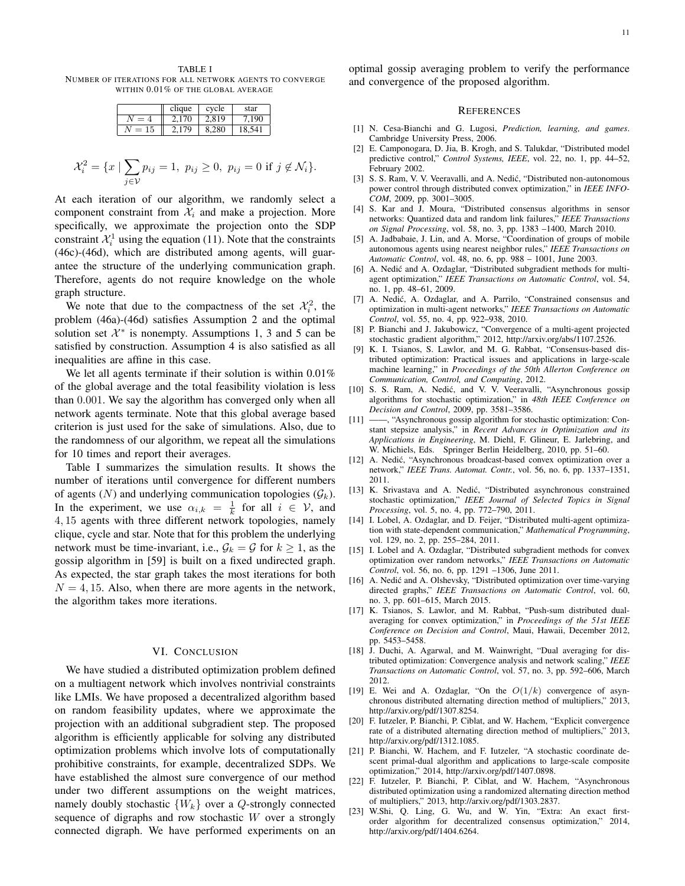TABLE I
NUMBER OF ITERATIONS FOR ALL NETWORK AGENTS TO CONVERGE WITHIN 0.01% OF THE GLOBAL AVERAGE

| | clique | cycle | star |
|---|---|---|---|
| $N = 4$ | 2,170 | 2,819 | 7,190 |
| $N = 15$ | 2,179 | 8,280 | 18,541 |

$$\mathcal{X}_i^2 = \{x \mid \sum_{j \in \mathcal{V}} p_{ij} = 1,\ p_{ij} \geq 0,\ p_{ij} = 0 \text{ if } j \notin \mathcal{N}_i\}.$$

At each iteration of our algorithm, we randomly select a component constraint from $\mathcal{X}_i$ and make a projection. More specifically, we approximate the projection onto the SDP constraint $\mathcal{X}_i^1$ using the equation (11). Note that the constraints (46c)-(46d), which are distributed among agents, will guarantee the structure of the underlying communication graph. Therefore, agents do not require knowledge on the whole graph structure.

We note that due to the compactness of the set $\mathcal{X}_i^2$, the problem (46a)-(46d) satisfies Assumption 2 and the optimal solution set $\mathcal{X}^*$ is nonempty. Assumptions 1, 3 and 5 can be satisfied by construction. Assumption 4 is also satisfied as all inequalities are affine in this case.

We let all agents terminate if their solution is within 0.01% of the global average and the total feasibility violation is less than 0.001. We say the algorithm has converged only when all network agents terminate. Note that this global average based criterion is just used for the sake of simulations. Also, due to the randomness of our algorithm, we repeat all the simulations for 10 times and report their averages.

Table I summarizes the simulation results. It shows the number of iterations until convergence for different numbers of agents ($N$) and underlying communication topologies ($\mathcal{G}_k$). In the experiment, we use $\alpha_{i,k} = \frac{1}{k}$ for all $i \in \mathcal{V}$, and 4, 15 agents with three different network topologies, namely clique, cycle and star. Note that for this problem the underlying network must be time-invariant, i.e., $\mathcal{G}_k = \mathcal{G}$ for $k \geq 1$, as the gossip algorithm in [59] is built on a fixed undirected graph. As expected, the star graph takes the most iterations for both $N = 4, 15$. Also, when there are more agents in the network, the algorithm takes more iterations.

## VI. CONCLUSION

We have studied a distributed optimization problem defined on a multiagent network which involves nontrivial constraints like LMIs. We have proposed a decentralized algorithm based on random feasibility updates, where we approximate the projection with an additional subgradient step. The proposed algorithm is efficiently applicable for solving any distributed optimization problems which involve lots of computationally prohibitive constraints, for example, decentralized SDPs. We have established the almost sure convergence of our method under two different assumptions on the weight matrices, namely doubly stochastic $\{W_k\}$ over a $Q$-strongly connected sequence of digraphs and row stochastic $W$ over a strongly connected digraph. We have performed experiments on an optimal gossip averaging problem to verify the performance and convergence of the proposed algorithm.

## REFERENCES

[1] N. Cesa-Bianchi and G. Lugosi, *Prediction, learning, and games*. Cambridge University Press, 2006.

[2] E. Camponogara, D. Jia, B. Krogh, and S. Talukdar, "Distributed model predictive control," *Control Systems, IEEE*, vol. 22, no. 1, pp. 44–52, February 2002.

[3] S. S. Ram, V. V. Veeravalli, and A. Nedić, "Distributed non-autonomous power control through distributed convex optimization," in *IEEE INFOCOM*, 2009, pp. 3001–3005.

[4] S. Kar and J. Moura, "Distributed consensus algorithms in sensor networks: Quantized data and random link failures," *IEEE Transactions on Signal Processing*, vol. 58, no. 3, pp. 1383 –1400, March 2010.

[5] A. Jadbabaie, J. Lin, and A. Morse, "Coordination of groups of mobile autonomous agents using nearest neighbor rules," *IEEE Transactions on Automatic Control*, vol. 48, no. 6, pp. 988 – 1001, June 2003.

[6] A. Nedić and A. Ozdaglar, "Distributed subgradient methods for multi-agent optimization," *IEEE Transactions on Automatic Control*, vol. 54, no. 1, pp. 48–61, 2009.

[7] A. Nedić, A. Ozdaglar, and A. Parrilo, "Constrained consensus and optimization in multi-agent networks," *IEEE Transactions on Automatic Control*, vol. 55, no. 4, pp. 922–938, 2010.

[8] P. Bianchi and J. Jakubowicz, "Convergence of a multi-agent projected stochastic gradient algorithm," 2012, http://arxiv.org/abs/1107.2526.

[9] K. I. Tsianos, S. Lawlor, and M. G. Rabbat, "Consensus-based distributed optimization: Practical issues and applications in large-scale machine learning," in *Proceedings of the 50th Allerton Conference on Communication, Control, and Computing*, 2012.

[10] S. S. Ram, A. Nedić, and V. V. Veeravalli, "Asynchronous gossip algorithms for stochastic optimization," in *48th IEEE Conference on Decision and Control*, 2009, pp. 3581–3586.

[11] ——, "Asynchronous gossip algorithm for stochastic optimization: Constant stepsize analysis," in *Recent Advances in Optimization and its Applications in Engineering*, M. Diehl, F. Glineur, E. Jarlebring, and W. Michiels, Eds. Springer Berlin Heidelberg, 2010, pp. 51–60.

[12] A. Nedić, "Asynchronous broadcast-based convex optimization over a network," *IEEE Trans. Automat. Contr.*, vol. 56, no. 6, pp. 1337–1351, 2011.

[13] K. Srivastava and A. Nedić, "Distributed asynchronous constrained stochastic optimization," *IEEE Journal of Selected Topics in Signal Processing*, vol. 5, no. 4, pp. 772–790, 2011.

[14] I. Lobel, A. Ozdaglar, and D. Feijer, "Distributed multi-agent optimization with state-dependent communication," *Mathematical Programming*, vol. 129, no. 2, pp. 255–284, 2011.

[15] I. Lobel and A. Ozdaglar, "Distributed subgradient methods for convex optimization over random networks," *IEEE Transactions on Automatic Control*, vol. 56, no. 6, pp. 1291 –1306, June 2011.

[16] A. Nedić and A. Olshevsky, "Distributed optimization over time-varying directed graphs," *IEEE Transactions on Automatic Control*, vol. 60, no. 3, pp. 601–615, March 2015.

[17] K. Tsianos, S. Lawlor, and M. Rabbat, "Push-sum distributed dual-averaging for convex optimization," in *Proceedings of the 51st IEEE Conference on Decision and Control*, Maui, Hawaii, December 2012, pp. 5453–5458.

[18] J. Duchi, A. Agarwal, and M. Wainwright, "Dual averaging for distributed optimization: Convergence analysis and network scaling," *IEEE Transactions on Automatic Control*, vol. 57, no. 3, pp. 592–606, March 2012.

[19] E. Wei and A. Ozdaglar, "On the $O(1/k)$ convergence of asynchronous distributed alternating direction method of multipliers," 2013, http://arxiv.org/pdf/1307.8254.

[20] F. Iutzeler, P. Bianchi, P. Ciblat, and W. Hachem, "Explicit convergence rate of a distributed alternating direction method of multipliers," 2013, http://arxiv.org/pdf/1312.1085.

[21] P. Bianchi, W. Hachem, and F. Iutzeler, "A stochastic coordinate descent primal-dual algorithm and applications to large-scale composite optimization," 2014, http://arxiv.org/pdf/1407.0898.

[22] F. Iutzeler, P. Bianchi, P. Ciblat, and W. Hachem, "Asynchronous distributed optimization using a randomized alternating direction method of multipliers," 2013, http://arxiv.org/pdf/1303.2837.

[23] W.Shi, Q. Ling, G. Wu, and W. Yin, "Extra: An exact first-order algorithm for decentralized consensus optimization," 2014, http://arxiv.org/pdf/1404.6264.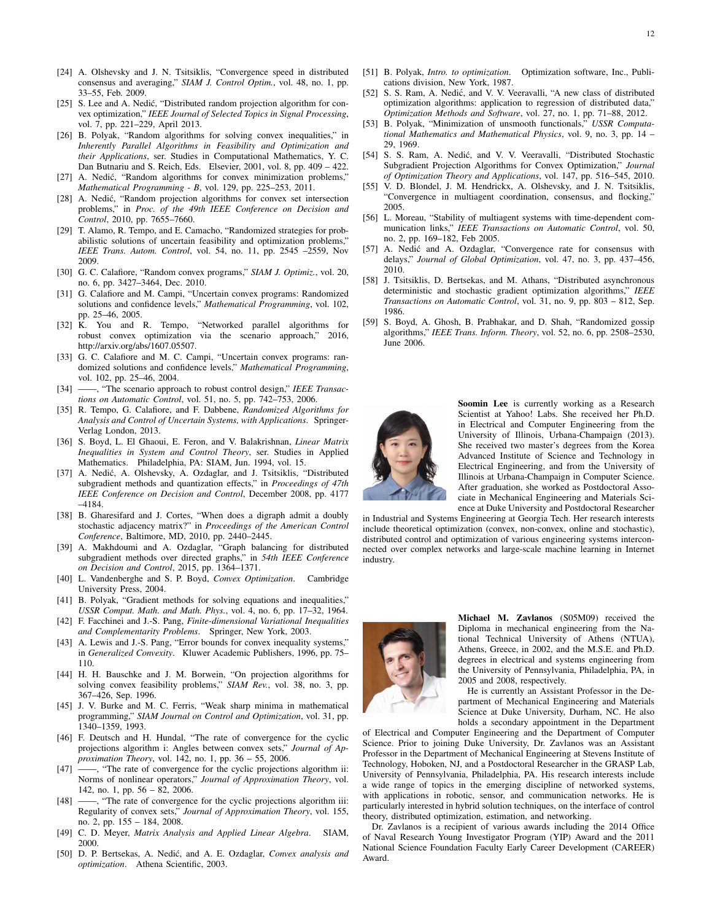[24] A. Olshevsky and J. N. Tsitsiklis, "Convergence speed in distributed consensus and averaging," *SIAM J. Control Optim.*, vol. 48, no. 1, pp. 33–55, Feb. 2009.

[25] S. Lee and A. Nedić, "Distributed random projection algorithm for convex optimization," *IEEE Journal of Selected Topics in Signal Processing*, vol. 7, pp. 221–229, April 2013.

[26] B. Polyak, "Random algorithms for solving convex inequalities," in *Inherently Parallel Algorithms in Feasibility and Optimization and their Applications*, ser. Studies in Computational Mathematics, Y. C. Dan Butnariu and S. Reich, Eds. Elsevier, 2001, vol. 8, pp. 409 – 422.

[27] A. Nedić, "Random algorithms for convex minimization problems," *Mathematical Programming - B*, vol. 129, pp. 225–253, 2011.

[28] A. Nedić, "Random projection algorithms for convex set intersection problems," in *Proc. of the 49th IEEE Conference on Decision and Control*, 2010, pp. 7655–7660.

[29] T. Alamo, R. Tempo, and E. Camacho, "Randomized strategies for probabilistic solutions of uncertain feasibility and optimization problems," *IEEE Trans. Autom. Control*, vol. 54, no. 11, pp. 2545 –2559, Nov 2009.

[30] G. C. Calafiore, "Random convex programs," *SIAM J. Optimiz.*, vol. 20, no. 6, pp. 3427–3464, Dec. 2010.

[31] G. Calafiore and M. Campi, "Uncertain convex programs: Randomized solutions and confidence levels," *Mathematical Programming*, vol. 102, pp. 25–46, 2005.

[32] K. You and R. Tempo, "Networked parallel algorithms for robust convex optimization via the scenario approach," 2016, http://arxiv.org/abs/1607.05507.

[33] G. C. Calafiore and M. C. Campi, "Uncertain convex programs: randomized solutions and confidence levels," *Mathematical Programming*, vol. 102, pp. 25–46, 2004.

[34] ——, "The scenario approach to robust control design," *IEEE Transactions on Automatic Control*, vol. 51, no. 5, pp. 742–753, 2006.

[35] R. Tempo, G. Calafiore, and F. Dabbene, *Randomized Algorithms for Analysis and Control of Uncertain Systems, with Applications*. Springer-Verlag London, 2013.

[36] S. Boyd, L. El Ghaoui, E. Feron, and V. Balakrishnan, *Linear Matrix Inequalities in System and Control Theory*, ser. Studies in Applied Mathematics. Philadelphia, PA: SIAM, Jun. 1994, vol. 15.

[37] A. Nedić, A. Olshevsky, A. Ozdaglar, and J. Tsitsiklis, "Distributed subgradient methods and quantization effects," in *Proceedings of 47th IEEE Conference on Decision and Control*, December 2008, pp. 4177 –4184.

[38] B. Gharesifard and J. Cortes, "When does a digraph admit a doubly stochastic adjacency matrix?" in *Proceedings of the American Control Conference*, Baltimore, MD, 2010, pp. 2440–2445.

[39] A. Makhdoumi and A. Ozdaglar, "Graph balancing for distributed subgradient methods over directed graphs," in *54th IEEE Conference on Decision and Control*, 2015, pp. 1364–1371.

[40] L. Vandenberghe and S. P. Boyd, *Convex Optimization*. Cambridge University Press, 2004.

[41] B. Polyak, "Gradient methods for solving equations and inequalities," *USSR Comput. Math. and Math. Phys.*, vol. 4, no. 6, pp. 17–32, 1964.

[42] F. Facchinei and J.-S. Pang, *Finite-dimensional Variational Inequalities and Complementarity Problems*. Springer, New York, 2003.

[43] A. Lewis and J.-S. Pang, "Error bounds for convex inequality systems," in *Generalized Convexity*. Kluwer Academic Publishers, 1996, pp. 75–110.

[44] H. H. Bauschke and J. M. Borwein, "On projection algorithms for solving convex feasibility problems," *SIAM Rev.*, vol. 38, no. 3, pp. 367–426, Sep. 1996.

[45] J. V. Burke and M. C. Ferris, "Weak sharp minima in mathematical programming," *SIAM Journal on Control and Optimization*, vol. 31, pp. 1340–1359, 1993.

[46] F. Deutsch and H. Hundal, "The rate of convergence for the cyclic projections algorithm i: Angles between convex sets," *Journal of Approximation Theory*, vol. 142, no. 1, pp. 36 – 55, 2006.

[47] ——, "The rate of convergence for the cyclic projections algorithm ii: Norms of nonlinear operators," *Journal of Approximation Theory*, vol. 142, no. 1, pp. 56 – 82, 2006.

[48] ——, "The rate of convergence for the cyclic projections algorithm iii: Regularity of convex sets," *Journal of Approximation Theory*, vol. 155, no. 2, pp. 155 – 184, 2008.

[49] C. D. Meyer, *Matrix Analysis and Applied Linear Algebra*. SIAM, 2000.

[50] D. P. Bertsekas, A. Nedić, and A. E. Ozdaglar, *Convex analysis and optimization*. Athena Scientific, 2003.

[51] B. Polyak, *Intro. to optimization*. Optimization software, Inc., Publications division, New York, 1987.

[52] S. S. Ram, A. Nedić, and V. V. Veeravalli, "A new class of distributed optimization algorithms: application to regression of distributed data," *Optimization Methods and Software*, vol. 27, no. 1, pp. 71–88, 2012.

[53] B. Polyak, "Minimization of unsmooth functionals," *USSR Computational Mathematics and Mathematical Physics*, vol. 9, no. 3, pp. 14 – 29, 1969.

[54] S. S. Ram, A. Nedić, and V. V. Veeravalli, "Distributed Stochastic Subgradient Projection Algorithms for Convex Optimization," *Journal of Optimization Theory and Applications*, vol. 147, pp. 516–545, 2010.

[55] V. D. Blondel, J. M. Hendrickx, A. Olshevsky, and J. N. Tsitsiklis, "Convergence in multiagent coordination, consensus, and flocking," 2005.

[56] L. Moreau, "Stability of multiagent systems with time-dependent communication links," *IEEE Transactions on Automatic Control*, vol. 50, no. 2, pp. 169–182, Feb 2005.

[57] A. Nedić and A. Ozdaglar, "Convergence rate for consensus with delays," *Journal of Global Optimization*, vol. 47, no. 3, pp. 437–456, 2010.

[58] J. Tsitsiklis, D. Bertsekas, and M. Athans, "Distributed asynchronous deterministic and stochastic gradient optimization algorithms," *IEEE Transactions on Automatic Control*, vol. 31, no. 9, pp. 803 – 812, Sep. 1986.

[59] S. Boyd, A. Ghosh, B. Prabhakar, and D. Shah, "Randomized gossip algorithms," *IEEE Trans. Inform. Theory*, vol. 52, no. 6, pp. 2508–2530, June 2006.

**Soomin Lee** is currently working as a Research Scientist at Yahoo! Labs. She received her Ph.D. in Electrical and Computer Engineering from the University of Illinois, Urbana-Champaign (2013). She received two master's degrees from the Korea Advanced Institute of Science and Technology in Electrical Engineering, and from the University of Illinois at Urbana-Champaign in Computer Science. After graduation, she worked as Postdoctoral Associate in Mechanical Engineering and Materials Science at Duke University and Postdoctoral Researcher in Industrial and Systems Engineering at Georgia Tech. Her research interests include theoretical optimization (convex, non-convex, online and stochastic), distributed control and optimization of various engineering systems interconnected over complex networks and large-scale machine learning in Internet industry.

**Michael M. Zavlanos** (S05M09) received the Diploma in mechanical engineering from the National Technical University of Athens (NTUA), Athens, Greece, in 2002, and the M.S.E. and Ph.D. degrees in electrical and systems engineering from the University of Pennsylvania, Philadelphia, PA, in 2005 and 2008, respectively.

He is currently an Assistant Professor in the Department of Mechanical Engineering and Materials Science at Duke University, Durham, NC. He also holds a secondary appointment in the Department of Electrical and Computer Engineering and the Department of Computer Science. Prior to joining Duke University, Dr. Zavlanos was an Assistant Professor in the Department of Mechanical Engineering at Stevens Institute of Technology, Hoboken, NJ, and a Postdoctoral Researcher in the GRASP Lab, University of Pennsylvania, Philadelphia, PA. His research interests include a wide range of topics in the emerging discipline of networked systems, with applications in robotic, sensor, and communication networks. He is particularly interested in hybrid solution techniques, on the interface of control theory, distributed optimization, estimation, and networking.

Dr. Zavlanos is a recipient of various awards including the 2014 Office of Naval Research Young Investigator Program (YIP) Award and the 2011 National Science Foundation Faculty Early Career Development (CAREER) Award.